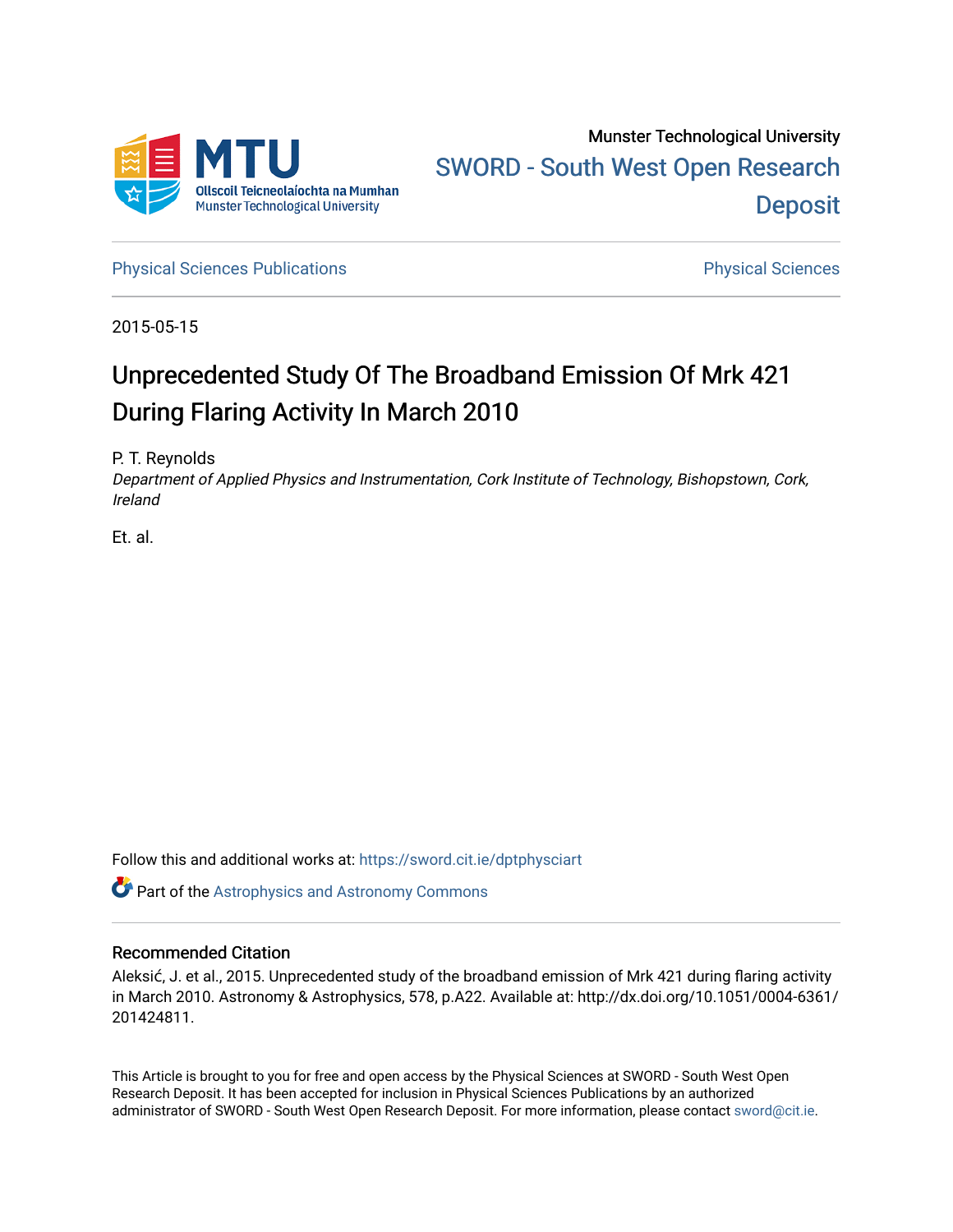Munster Technological University

SWORD - South West Open Research Deposit

Physical Sciences Publications

Physical Sciences

2015-05-15

# Unprecedented Study Of The Broadband Emission Of Mrk 421 During Flaring Activity In March 2010

P. T. Reynolds

*Department of Applied Physics and Instrumentation, Cork Institute of Technology, Bishopstown, Cork, Ireland*

Et. al.

Follow this and additional works at: https://sword.cit.ie/dptphysciart

Part of the Astrophysics and Astronomy Commons

## Recommended Citation

Aleksić, J. et al., 2015. Unprecedented study of the broadband emission of Mrk 421 during flaring activity in March 2010. Astronomy & Astrophysics, 578, p.A22. Available at: http://dx.doi.org/10.1051/0004-6361/201424811.

This Article is brought to you for free and open access by the Physical Sciences at SWORD - South West Open Research Deposit. It has been accepted for inclusion in Physical Sciences Publications by an authorized administrator of SWORD - South West Open Research Deposit. For more information, please contact sword@cit.ie.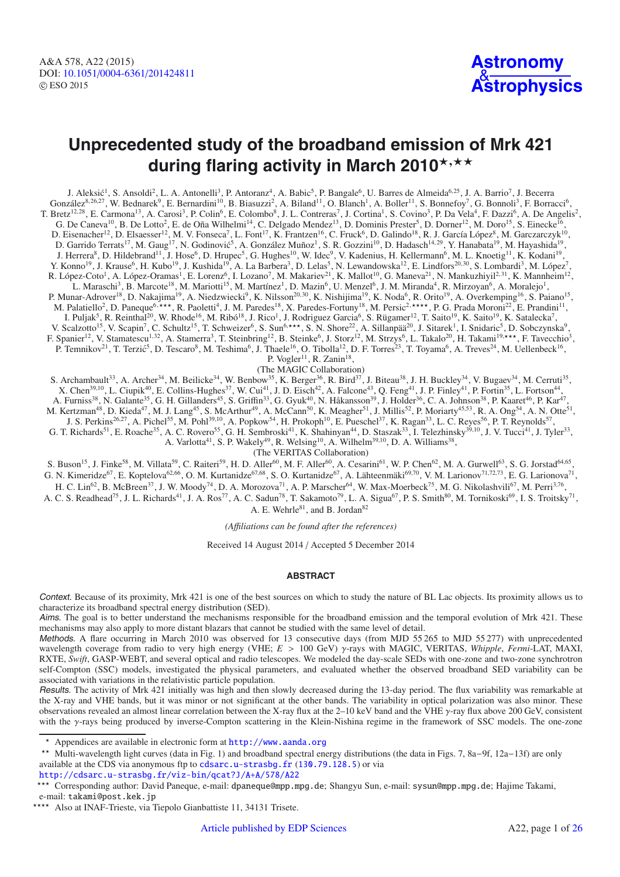# Unprecedented study of the broadband emission of Mrk 421 during flaring activity in March 2010[⋆,⋆⋆]

J. Aleksić[1], S. Ansoldi[2], L. A. Antonelli[3], P. Antoranz[4], A. Babic[5], P. Bangale[6], U. Barres de Almeida[6,25], J. A. Barrio[7], J. Becerra González[8,26,27], W. Bednarek[9], E. Bernardini[10], B. Biasuzzi[2], A. Biland[11], O. Blanch[1], A. Boller[11], S. Bonnefoy[7], G. Bonnoli[3], F. Borracci[6], T. Bretz[12,28], E. Carmona[13], A. Carosi[3], P. Colin[6], E. Colombo[8], J. L. Contreras[7], J. Cortina[1], S. Covino[3], P. Da Vela[4], F. Dazzi[6], A. De Angelis[2], G. De Caneva[10], B. De Lotto[2], E. de Oña Wilhelmi[14], C. Delgado Mendez[13], D. Dominis Prester[5], D. Dorner[12], M. Doro[15], S. Einecke[16], D. Eisenacher[12], D. Elsaesser[12], M. V. Fonseca[7], L. Font[17], K. Frantzen[16], C. Fruck[6], D. Galindo[18], R. J. García López[8], M. Garczarczyk[10], D. Garrido Terrats[17], M. Gaug[17], N. Godinović[5], A. González Muñoz[1], S. R. Gozzini[10], D. Hadasch[14,29], Y. Hanabata[19], M. Hayashida[19], J. Herrera[8], D. Hildebrand[11], J. Hose[6], D. Hrupec[5], G. Hughes[10], W. Idec[9], V. Kadenius, H. Kellermann[6], M. L. Knoetig[11], K. Kodani[19], Y. Konno[19], J. Krause[6], H. Kubo[19], J. Kushida[19], A. La Barbera[3], D. Lelas[5], N. Lewandowska[12], E. Lindfors[20,30], S. Lombardi[3], M. López[7], R. López-Coto[1], A. López-Oramas[1], E. Lorenz[6], I. Lozano[7], M. Makariev[21], K. Mallot[10], G. Maneva[21], N. Mankuzhiyil[2,31], K. Mannheim[12], L. Maraschi[3], B. Marcote[18], M. Mariotti[15], M. Martínez[1], D. Mazin[6], U. Menzel[6], J. M. Miranda[4], R. Mirzoyan[6], A. Moralejo[1], P. Munar-Adrover[18], D. Nakajima[19], A. Niedzwiecki[9], K. Nilsson[20,30], K. Nishijima[19], K. Noda[6], R. Orito[19], A. Overkemping[16], S. Paiano[15], M. Palatiello[2], D. Paneque[6,⋆⋆⋆], R. Paoletti[4], J. M. Paredes[18], X. Paredes-Fortuny[18], M. Persic[2,⋆⋆⋆⋆], P. G. Prada Moroni[22], E. Prandini[11], I. Puljak[5], R. Reinthal[20], W. Rhode[16], M. Ribó[18], J. Rico[1], J. Rodriguez Garcia[6], S. Rügamer[12], T. Saito[19], K. Saito[19], K. Satalecka[7], V. Scalzotto[15], V. Scapin[7], C. Schultz[15], T. Schweizer[6], S. Sun[6,⋆⋆⋆], S. N. Shore[22], A. Sillanpää[20], J. Sitarek[1], I. Snidaric[5], D. Sobczynska[9], F. Spanier[12], V. Stamatescu[1,32], A. Stamerra[3], T. Steinbring[12], B. Steinke[6], J. Storz[12], M. Strzys[6], L. Takalo[20], H. Takami[19,⋆⋆⋆], F. Tavecchio[3], P. Temnikov[21], T. Terzić[5], D. Tescaro[8], M. Teshima[6], J. Thaele[16], O. Tibolla[12], D. F. Torres[23], T. Toyama[6], A. Treves[24], M. Uellenbeck[16], P. Vogler[11], R. Zanin[18],

(The MAGIC Collaboration)

S. Archambault[33], A. Archer[34], M. Beilicke[34], W. Benbow[35], K. Berger[36], R. Bird[37], J. Biteau[38], J. H. Buckley[34], V. Bugaev[34], M. Cerruti[35], X. Chen[39,10], L. Ciupik[40], E. Collins-Hughes[37], W. Cui[41], J. D. Eisch[42], A. Falcone[43], Q. Feng[41], J. P. Finley[41], P. Fortin[35], L. Fortson[44], A. Furniss[38], N. Galante[35], G. H. Gillanders[45], S. Griffin[33], G. Gyuk[40], N. Håkansson[39], J. Holder[36], C. A. Johnson[38], P. Kaaret[46], P. Kar[47], M. Kertzman[48], D. Kieda[47], M. J. Lang[45], S. McArthur[49], A. McCann[50], K. Meagher[51], J. Millis[52], P. Moriarty[45,53], R. A. Ong[54], A. N. Otte[51], J. S. Perkins[26,27], A. Pichel[55], M. Pohl[39,10], A. Popkow[54], H. Prokoph[10], E. Pueschel[37], K. Ragan[33], L. C. Reyes[56], P. T. Reynolds[57], G. T. Richards[51], E. Roache[35], A. C. Rovero[55], G. H. Sembroski[41], K. Shahinyan[44], D. Staszak[33], I. Telezhinsky[39,10], J. V. Tucci[41], J. Tyler[33], A. Varlotta[41], S. P. Wakely[49], R. Welsing[10], A. Wilhelm[39,10], D. A. Williams[38],

(The VERITAS Collaboration)

S. Buson[15], J. Finke[58], M. Villata[59], C. Raiteri[59], H. D. Aller[60], M. F. Aller[60], A. Cesarini[61], W. P. Chen[62], M. A. Gurwell[63], S. G. Jorstad[64,65], G. N. Kimeridze[67], E. Koptelova[62,66], O. M. Kurtanidze[67,68], S. O. Kurtanidze[67], A. Lähteenmäki[69,70], V. M. Larionov[71,72,73], E. G. Larionova[71], H. C. Lin[62], B. McBreen[37], J. W. Moody[74], D. A. Morozova[71], A. P. Marscher[64], W. Max-Moerbeck[75], M. G. Nikolashvili[67], M. Perri[3,76], A. C. S. Readhead[75], J. L. Richards[41], J. A. Ros[77], A. C. Sadun[78], T. Sakamoto[79], L. A. Sigua[67], P. S. Smith[80], M. Tornikoski[69], I. S. Troitsky[71], A. E. Wehrle[81], and B. Jordan[82]

*(Affiliations can be found after the references)*

Received 14 August 2014 / Accepted 5 December 2014

## ABSTRACT

*Context.* Because of its proximity, Mrk 421 is one of the best sources on which to study the nature of BL Lac objects. Its proximity allows us to characterize its broadband spectral energy distribution (SED).

*Aims.* The goal is to better understand the mechanisms responsible for the broadband emission and the temporal evolution of Mrk 421. These mechanisms may also apply to more distant blazars that cannot be studied with the same level of detail.

*Methods.* A flare occurring in March 2010 was observed for 13 consecutive days (from MJD 55 265 to MJD 55 277) with unprecedented wavelength coverage from radio to very high energy (VHE; $E > 100$ GeV) $\gamma$-rays with MAGIC, VERITAS, *Whipple*, *Fermi*-LAT, MAXI, RXTE, *Swift*, GASP-WEBT, and several optical and radio telescopes. We modeled the day-scale SEDs with one-zone and two-zone synchrotron self-Compton (SSC) models, investigated the physical parameters, and evaluated whether the observed broadband SED variability can be associated with variations in the relativistic particle population.

*Results.* The activity of Mrk 421 initially was high and then slowly decreased during the 13-day period. The flux variability was remarkable at the X-ray and VHE bands, but it was minor or not significant at the other bands. The variability in optical polarization was also minor. These observations revealed an almost linear correlation between the X-ray flux at the 2–10 keV band and the VHE $\gamma$-ray flux above 200 GeV, consistent with the $\gamma$-rays being produced by inverse-Compton scattering in the Klein-Nishina regime in the framework of SSC models. The one-zone

---

⋆ Appendices are available in electronic form at http://www.aanda.org

⋆⋆ Multi-wavelength light curves (data in Fig. 1) and broadband spectral energy distributions (the data in Figs. 7, 8a–9f, 12a–13f) are only available at the CDS via anonymous ftp to cdsarc.u-strasbg.fr (130.79.128.5) or via http://cdsarc.u-strasbg.fr/viz-bin/qcat?J/A+A/578/A22

⋆⋆⋆ Corresponding author: David Paneque, e-mail: dpaneque@mpp.mpg.de; Shangyu Sun, e-mail: sysun@mpp.mpg.de; Hajime Takami, e-mail: takami@post.kek.jp

⋆⋆⋆⋆ Also at INAF-Trieste, via Tiepolo Gianbattiste 11, 34131 Trisete.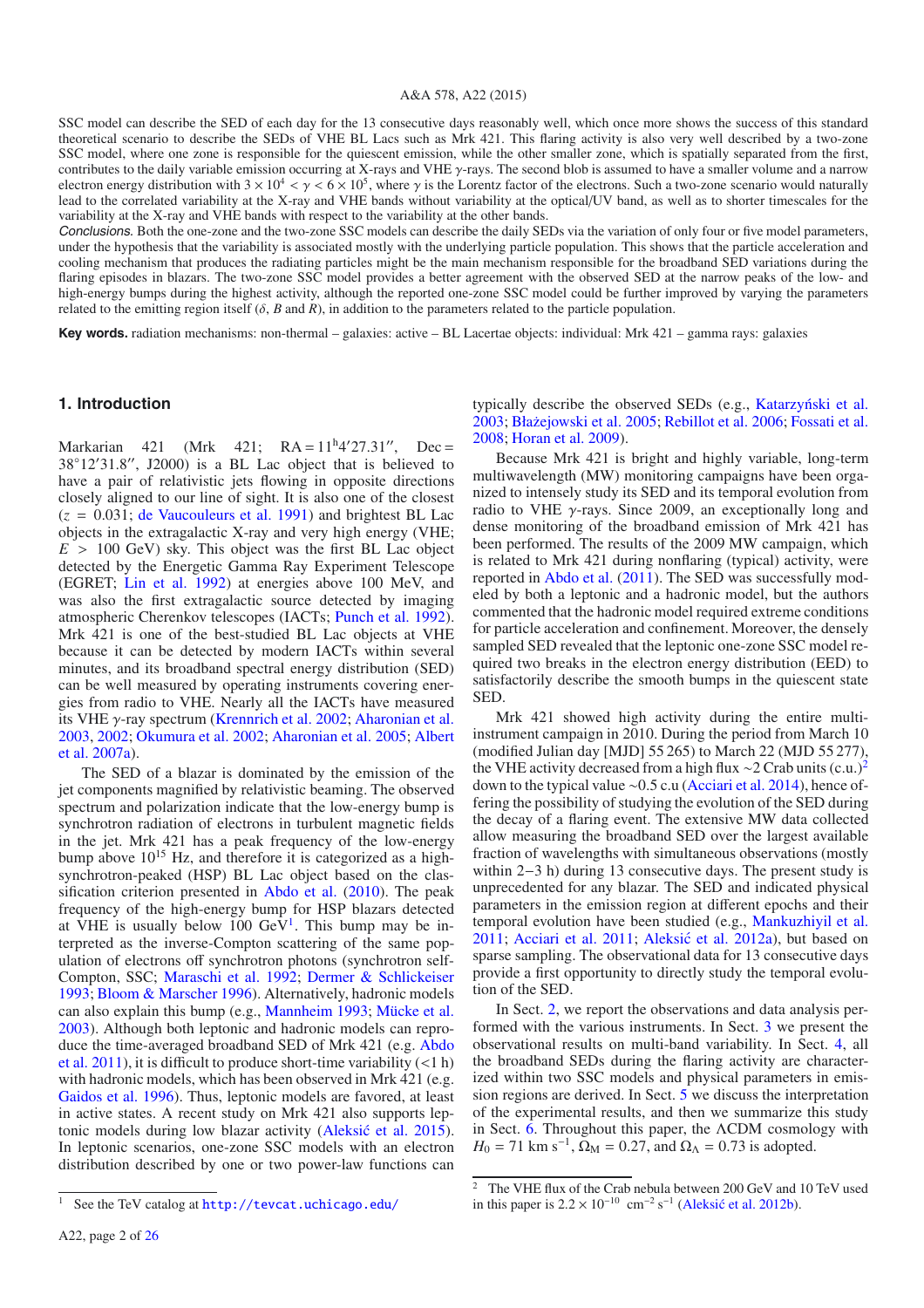SSC model can describe the SED of each day for the 13 consecutive days reasonably well, which once more shows the success of this standard theoretical scenario to describe the SEDs of VHE BL Lacs such as Mrk 421. This flaring activity is also very well described by a two-zone SSC model, where one zone is responsible for the quiescent emission, while the other smaller zone, which is spatially separated from the first, contributes to the daily variable emission occurring at X-rays and VHE γ-rays. The second blob is assumed to have a smaller volume and a narrow electron energy distribution with $3 \times 10^4 < \gamma < 6 \times 10^5$, where $\gamma$ is the Lorentz factor of the electrons. Such a two-zone scenario would naturally lead to the correlated variability at the X-ray and VHE bands without variability at the optical/UV band, as well as to shorter timescales for the variability at the X-ray and VHE bands with respect to the variability at the other bands.

*Conclusions.* Both the one-zone and the two-zone SSC models can describe the daily SEDs via the variation of only four or five model parameters, under the hypothesis that the variability is associated mostly with the underlying particle population. This shows that the particle acceleration and cooling mechanism that produces the radiating particles might be the main mechanism responsible for the broadband SED variations during the flaring episodes in blazars. The two-zone SSC model provides a better agreement with the observed SED at the narrow peaks of the low- and high-energy bumps during the highest activity, although the reported one-zone SSC model could be further improved by varying the parameters related to the emitting region itself ($\delta$, $B$ and $R$), in addition to the parameters related to the particle population.

**Key words.** radiation mechanisms: non-thermal – galaxies: active – BL Lacertae objects: individual: Mrk 421 – gamma rays: galaxies

## 1. Introduction

Markarian 421 (Mrk 421; RA = $11^h4'27.31''$, Dec = $38°12'31.8''$, J2000) is a BL Lac object that is believed to have a pair of relativistic jets flowing in opposite directions closely aligned to our line of sight. It is also one of the closest ($z$ = 0.031; de Vaucouleurs et al. 1991) and brightest BL Lac objects in the extragalactic X-ray and very high energy (VHE; $E$ > 100 GeV) sky. This object was the first BL Lac object detected by the Energetic Gamma Ray Experiment Telescope (EGRET; Lin et al. 1992) at energies above 100 MeV, and was also the first extragalactic source detected by imaging atmospheric Cherenkov telescopes (IACTs; Punch et al. 1992). Mrk 421 is one of the best-studied BL Lac objects at VHE because it can be detected by modern IACTs within several minutes, and its broadband spectral energy distribution (SED) can be well measured by operating instruments covering energies from radio to VHE. Nearly all the IACTs have measured its VHE γ-ray spectrum (Krennrich et al. 2002; Aharonian et al. 2003, 2002; Okumura et al. 2002; Aharonian et al. 2005; Albert et al. 2007a).

The SED of a blazar is dominated by the emission of the jet components magnified by relativistic beaming. The observed spectrum and polarization indicate that the low-energy bump is synchrotron radiation of electrons in turbulent magnetic fields in the jet. Mrk 421 has a peak frequency of the low-energy bump above $10^{15}$ Hz, and therefore it is categorized as a high-synchrotron-peaked (HSP) BL Lac object based on the classification criterion presented in Abdo et al. (2010). The peak frequency of the high-energy bump for HSP blazars detected at VHE is usually below 100 GeV[1]. This bump may be interpreted as the inverse-Compton scattering of the same population of electrons off synchrotron photons (synchrotron self-Compton, SSC; Maraschi et al. 1992; Dermer & Schlickeiser 1993; Bloom & Marscher 1996). Alternatively, hadronic models can also explain this bump (e.g., Mannheim 1993; Mücke et al. 2003). Although both leptonic and hadronic models can reproduce the time-averaged broadband SED of Mrk 421 (e.g. Abdo et al. 2011), it is difficult to produce short-time variability (<1 h) with hadronic models, which has been observed in Mrk 421 (e.g. Gaidos et al. 1996). Thus, leptonic models are favored, at least in active states. A recent study on Mrk 421 also supports leptonic models during low blazar activity (Aleksić et al. 2015). In leptonic scenarios, one-zone SSC models with an electron distribution described by one or two power-law functions can typically describe the observed SEDs (e.g., Katarzyński et al. 2003; Błażejowski et al. 2005; Rebillot et al. 2006; Fossati et al. 2008; Horan et al. 2009).

Because Mrk 421 is bright and highly variable, long-term multiwavelength (MW) monitoring campaigns have been organized to intensely study its SED and its temporal evolution from radio to VHE γ-rays. Since 2009, an exceptionally long and dense monitoring of the broadband emission of Mrk 421 has been performed. The results of the 2009 MW campaign, which is related to Mrk 421 during nonflaring (typical) activity, were reported in Abdo et al. (2011). The SED was successfully modeled by both a leptonic and a hadronic model, but the authors commented that the hadronic model required extreme conditions for particle acceleration and confinement. Moreover, the densely sampled SED revealed that the leptonic one-zone SSC model required two breaks in the electron energy distribution (EED) to satisfactorily describe the smooth bumps in the quiescent state SED.

Mrk 421 showed high activity during the entire multi-instrument campaign in 2010. During the period from March 10 (modified Julian day [MJD] 55 265) to March 22 (MJD 55 277), the VHE activity decreased from a high flux ~2 Crab units (c.u.)[2] down to the typical value ~0.5 c.u (Acciari et al. 2014), hence offering the possibility of studying the evolution of the SED during the decay of a flaring event. The extensive MW data collected allow measuring the broadband SED over the largest available fraction of wavelengths with simultaneous observations (mostly within 2−3 h) during 13 consecutive days. The present study is unprecedented for any blazar. The SED and indicated physical parameters in the emission region at different epochs and their temporal evolution have been studied (e.g., Mankuzhiyil et al. 2011; Acciari et al. 2011; Aleksić et al. 2012a), but based on sparse sampling. The observational data for 13 consecutive days provide a first opportunity to directly study the temporal evolution of the SED.

In Sect. 2, we report the observations and data analysis performed with the various instruments. In Sect. 3 we present the observational results on multi-band variability. In Sect. 4, all the broadband SEDs during the flaring activity are characterized within two SSC models and physical parameters in emission regions are derived. In Sect. 5 we discuss the interpretation of the experimental results, and then we summarize this study in Sect. 6. Throughout this paper, the ΛCDM cosmology with $H_0$ = 71 km s$^{-1}$, $\Omega_M$ = 0.27, and $\Omega_\Lambda$ = 0.73 is adopted.

---

[1] See the TeV catalog at http://tevcat.uchicago.edu/

[2] The VHE flux of the Crab nebula between 200 GeV and 10 TeV used in this paper is $2.2 \times 10^{-10}$ cm$^{-2}$ s$^{-1}$ (Aleksić et al. 2012b).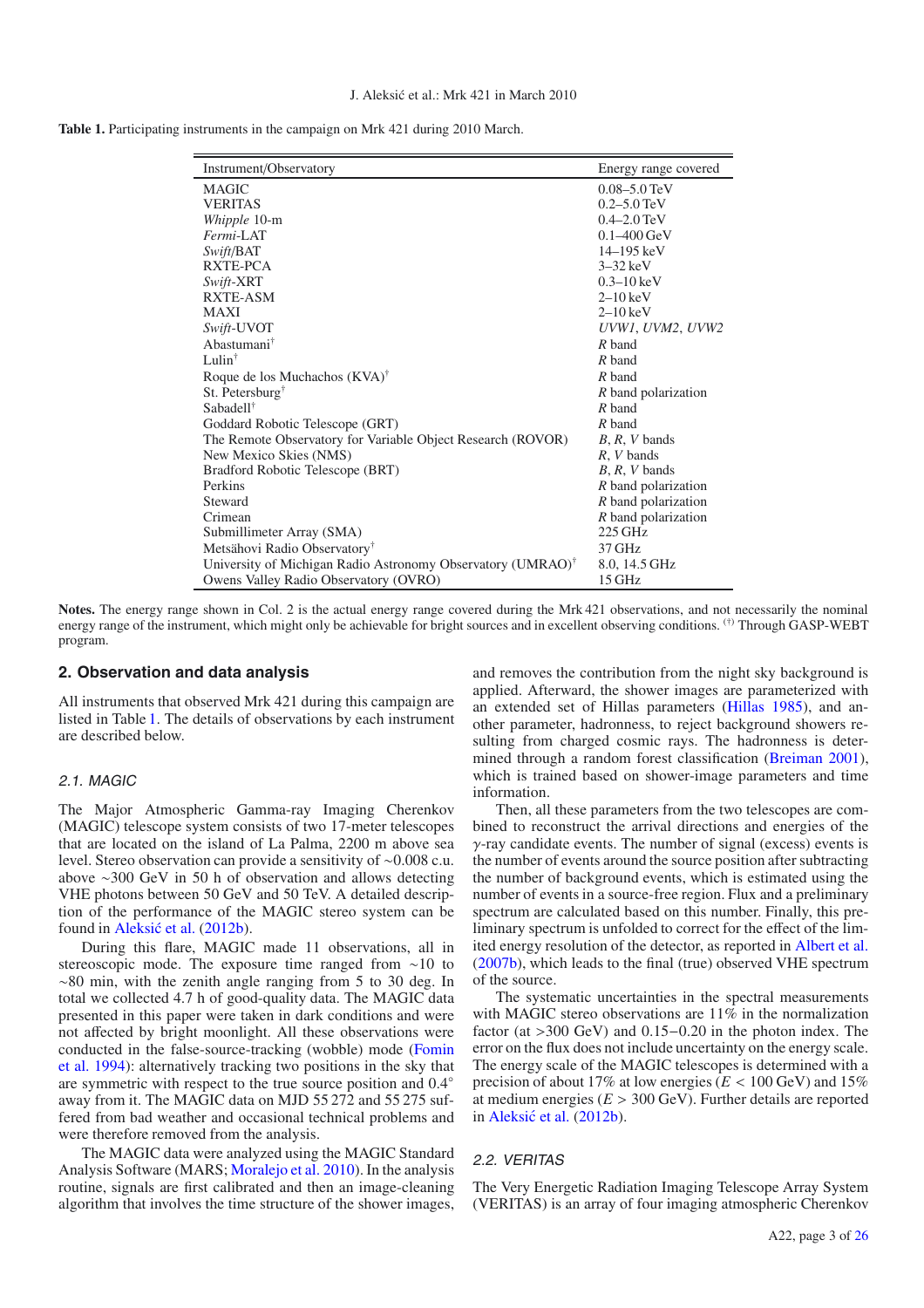**Table 1.** Participating instruments in the campaign on Mrk 421 during 2010 March.

| Instrument/Observatory | Energy range covered |
|---|---|
| MAGIC | 0.08–5.0 TeV |
| VERITAS | 0.2–5.0 TeV |
| *Whipple* 10-m | 0.4–2.0 TeV |
| *Fermi*-LAT | 0.1–400 GeV |
| *Swift*/BAT | 14–195 keV |
| RXTE-PCA | 3–32 keV |
| *Swift*-XRT | 0.3–10 keV |
| RXTE-ASM | 2–10 keV |
| MAXI | 2–10 keV |
| *Swift*-UVOT | *UVW1*, *UVM2*, *UVW2* |
| Abastumani[†] | *R* band |
| Lulin[†] | *R* band |
| Roque de los Muchachos (KVA)[†] | *R* band |
| St. Petersburg[†] | *R* band polarization |
| Sabadell[†] | *R* band |
| Goddard Robotic Telescope (GRT) | *R* band |
| The Remote Observatory for Variable Object Research (ROVOR) | *B*, *R*, *V* bands |
| New Mexico Skies (NMS) | *R*, *V* bands |
| Bradford Robotic Telescope (BRT) | *B*, *R*, *V* bands |
| Perkins | *R* band polarization |
| Steward | *R* band polarization |
| Crimean | *R* band polarization |
| Submillimeter Array (SMA) | 225 GHz |
| Metsähovi Radio Observatory[†] | 37 GHz |
| University of Michigan Radio Astronomy Observatory (UMRAO)[†] | 8.0, 14.5 GHz |
| Owens Valley Radio Observatory (OVRO) | 15 GHz |

**Notes.** The energy range shown in Col. 2 is the actual energy range covered during the Mrk 421 observations, and not necessarily the nominal energy range of the instrument, which might only be achievable for bright sources and in excellent observing conditions. [(†)] Through GASP-WEBT program.

## 2. Observation and data analysis

All instruments that observed Mrk 421 during this campaign are listed in Table 1. The details of observations by each instrument are described below.

### 2.1. MAGIC

The Major Atmospheric Gamma-ray Imaging Cherenkov (MAGIC) telescope system consists of two 17-meter telescopes that are located on the island of La Palma, 2200 m above sea level. Stereo observation can provide a sensitivity of ~0.008 c.u. above ~300 GeV in 50 h of observation and allows detecting VHE photons between 50 GeV and 50 TeV. A detailed description of the performance of the MAGIC stereo system can be found in Aleksić et al. (2012b).

During this flare, MAGIC made 11 observations, all in stereoscopic mode. The exposure time ranged from ~10 to ~80 min, with the zenith angle ranging from 5 to 30 deg. In total we collected 4.7 h of good-quality data. The MAGIC data presented in this paper were taken in dark conditions and were not affected by bright moonlight. All these observations were conducted in the false-source-tracking (wobble) mode (Fomin et al. 1994): alternatively tracking two positions in the sky that are symmetric with respect to the true source position and 0.4° away from it. The MAGIC data on MJD 55 272 and 55 275 suffered from bad weather and occasional technical problems and were therefore removed from the analysis.

The MAGIC data were analyzed using the MAGIC Standard Analysis Software (MARS; Moralejo et al. 2010). In the analysis routine, signals are first calibrated and then an image-cleaning algorithm that involves the time structure of the shower images, and removes the contribution from the night sky background is applied. Afterward, the shower images are parameterized with an extended set of Hillas parameters (Hillas 1985), and another parameter, hadronness, to reject background showers resulting from charged cosmic rays. The hadronness is determined through a random forest classification (Breiman 2001), which is trained based on shower-image parameters and time information.

Then, all these parameters from the two telescopes are combined to reconstruct the arrival directions and energies of the $\gamma$-ray candidate events. The number of signal (excess) events is the number of events around the source position after subtracting the number of background events, which is estimated using the number of events in a source-free region. Flux and a preliminary spectrum are calculated based on this number. Finally, this preliminary spectrum is unfolded to correct for the effect of the limited energy resolution of the detector, as reported in Albert et al. (2007b), which leads to the final (true) observed VHE spectrum of the source.

The systematic uncertainties in the spectral measurements with MAGIC stereo observations are 11% in the normalization factor (at >300 GeV) and 0.15−0.20 in the photon index. The error on the flux does not include uncertainty on the energy scale. The energy scale of the MAGIC telescopes is determined with a precision of about 17% at low energies ($E < 100$ GeV) and 15% at medium energies ($E > 300$ GeV). Further details are reported in Aleksić et al. (2012b).

### 2.2. VERITAS

The Very Energetic Radiation Imaging Telescope Array System (VERITAS) is an array of four imaging atmospheric Cherenkov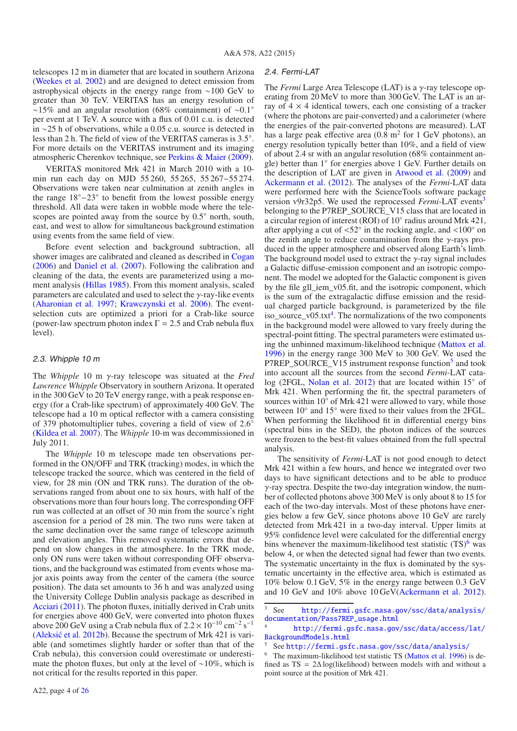telescopes 12 m in diameter that are located in southern Arizona (Weekes et al. 2002) and are designed to detect emission from astrophysical objects in the energy range from ∼100 GeV to greater than 30 TeV. VERITAS has an energy resolution of ∼15% and an angular resolution (68% containment) of ∼0.1° per event at 1 TeV. A source with a flux of 0.01 c.u. is detected in ∼25 h of observations, while a 0.05 c.u. source is detected in less than 2 h. The field of view of the VERITAS cameras is 3.5°. For more details on the VERITAS instrument and its imaging atmospheric Cherenkov technique, see Perkins & Maier (2009).

VERITAS monitored Mrk 421 in March 2010 with a 10-min run each day on MJD 55 260, 55 265, 55 267–55 274. Observations were taken near culmination at zenith angles in the range 18°–23° to benefit from the lowest possible energy threshold. All data were taken in wobble mode where the telescopes are pointed away from the source by 0.5° north, south, east, and west to allow for simultaneous background estimation using events from the same field of view.

Before event selection and background subtraction, all shower images are calibrated and cleaned as described in Cogan (2006) and Daniel et al. (2007). Following the calibration and cleaning of the data, the events are parameterized using a moment analysis (Hillas 1985). From this moment analysis, scaled parameters are calculated and used to select the $\gamma$-ray-like events (Aharonian et al. 1997; Krawczynski et al. 2006). The event-selection cuts are optimized a priori for a Crab-like source (power-law spectrum photon index $\Gamma = 2.5$ and Crab nebula flux level).

### 2.3. Whipple 10 m

The *Whipple* 10 m $\gamma$-ray telescope was situated at the *Fred Lawrence Whipple* Observatory in southern Arizona. It operated in the 300 GeV to 20 TeV energy range, with a peak response energy (for a Crab-like spectrum) of approximately 400 GeV. The telescope had a 10 m optical reflector with a camera consisting of 379 photomultiplier tubes, covering a field of view of 2.6° (Kildea et al. 2007). The *Whipple* 10-m was decommissioned in July 2011.

The *Whipple* 10 m telescope made ten observations performed in the ON/OFF and TRK (tracking) modes, in which the telescope tracked the source, which was centered in the field of view, for 28 min (ON and TRK runs). The duration of the observations ranged from about one to six hours, with half of the observations more than four hours long. The corresponding OFF run was collected at an offset of 30 min from the source's right ascension for a period of 28 min. The two runs were taken at the same declination over the same range of telescope azimuth and elevation angles. This removed systematic errors that depend on slow changes in the atmosphere. In the TRK mode, only ON runs were taken without corresponding OFF observations, and the background was estimated from events whose major axis points away from the center of the camera (the source position). The data set amounts to 36 h and was analyzed using the University College Dublin analysis package as described in Acciari (2011). The photon fluxes, initially derived in Crab units for energies above 400 GeV, were converted into photon fluxes above 200 GeV using a Crab nebula flux of $2.2 \times 10^{-10}$ cm$^{-2}$ s$^{-1}$ (Aleksić et al. 2012b). Because the spectrum of Mrk 421 is variable (and sometimes slightly harder or softer than that of the Crab nebula), this conversion could overestimate or underestimate the photon fluxes, but only at the level of ∼10%, which is not critical for the results reported in this paper.

### 2.4. Fermi-LAT

The *Fermi* Large Area Telescope (LAT) is a $\gamma$-ray telescope operating from 20 MeV to more than 300 GeV. The LAT is an array of $4 \times 4$ identical towers, each one consisting of a tracker (where the photons are pair-converted) and a calorimeter (where the energies of the pair-converted photons are measured). LAT has a large peak effective area (0.8 m$^2$ for 1 GeV photons), an energy resolution typically better than 10%, and a field of view of about 2.4 sr with an angular resolution (68% containment angle) better than 1° for energies above 1 GeV. Further details on the description of LAT are given in Atwood et al. (2009) and Ackermann et al. (2012). The analyses of the *Fermi*-LAT data were performed here with the ScienceTools software package version v9r32p5. We used the reprocessed *Fermi*-LAT events[3] belonging to the P7REP_SOURCE_V15 class that are located in a circular region of interest (ROI) of 10° radius around Mrk 421, after applying a cut of <52° in the rocking angle, and <100° on the zenith angle to reduce contamination from the $\gamma$-rays produced in the upper atmosphere and observed along Earth's limb. The background model used to extract the $\gamma$-ray signal includes a Galactic diffuse-emission component and an isotropic component. The model we adopted for the Galactic component is given by the file gll_iem_v05.fit, and the isotropic component, which is the sum of the extragalactic diffuse emission and the residual charged particle background, is parameterized by the file iso_source_v05.txt[4]. The normalizations of the two components in the background model were allowed to vary freely during the spectral-point fitting. The spectral parameters were estimated using the unbinned maximum-likelihood technique (Mattox et al. 1996) in the energy range 300 MeV to 300 GeV. We used the P7REP_SOURCE_V15 instrument response function[5] and took into account all the sources from the second *Fermi*-LAT catalog (2FGL, Nolan et al. 2012) that are located within 15° of Mrk 421. When performing the fit, the spectral parameters of sources within 10° of Mrk 421 were allowed to vary, while those between 10° and 15° were fixed to their values from the 2FGL. When performing the likelihood fit in differential energy bins (spectral bins in the SED), the photon indices of the sources were frozen to the best-fit values obtained from the full spectral analysis.

The sensitivity of *Fermi*-LAT is not good enough to detect Mrk 421 within a few hours, and hence we integrated over two days to have significant detections and to be able to produce $\gamma$-ray spectra. Despite the two-day integration window, the number of collected photons above 300 MeV is only about 8 to 15 for each of the two-day intervals. Most of these photons have energies below a few GeV, since photons above 10 GeV are rarely detected from Mrk 421 in a two-day interval. Upper limits at 95% confidence level were calculated for the differential energy bins whenever the maximum-likelihood test statistic (TS)[6] was below 4, or when the detected signal had fewer than two events. The systematic uncertainty in the flux is dominated by the systematic uncertainty in the effective area, which is estimated as 10% below 0.1 GeV, 5% in the energy range between 0.3 GeV and 10 GeV and 10% above 10 GeV(Ackermann et al. 2012).

---

[3] See http://fermi.gsfc.nasa.gov/ssc/data/analysis/documentation/Pass7REP_usage.html

[4] http://fermi.gsfc.nasa.gov/ssc/data/access/lat/BackgroundModels.html

[5] See http://fermi.gsfc.nasa.gov/ssc/data/analysis/

[6] The maximum-likelihood test statistic TS (Mattox et al. 1996) is defined as TS = $2\Delta \log(\text{likelihood})$ between models with and without a point source at the position of Mrk 421.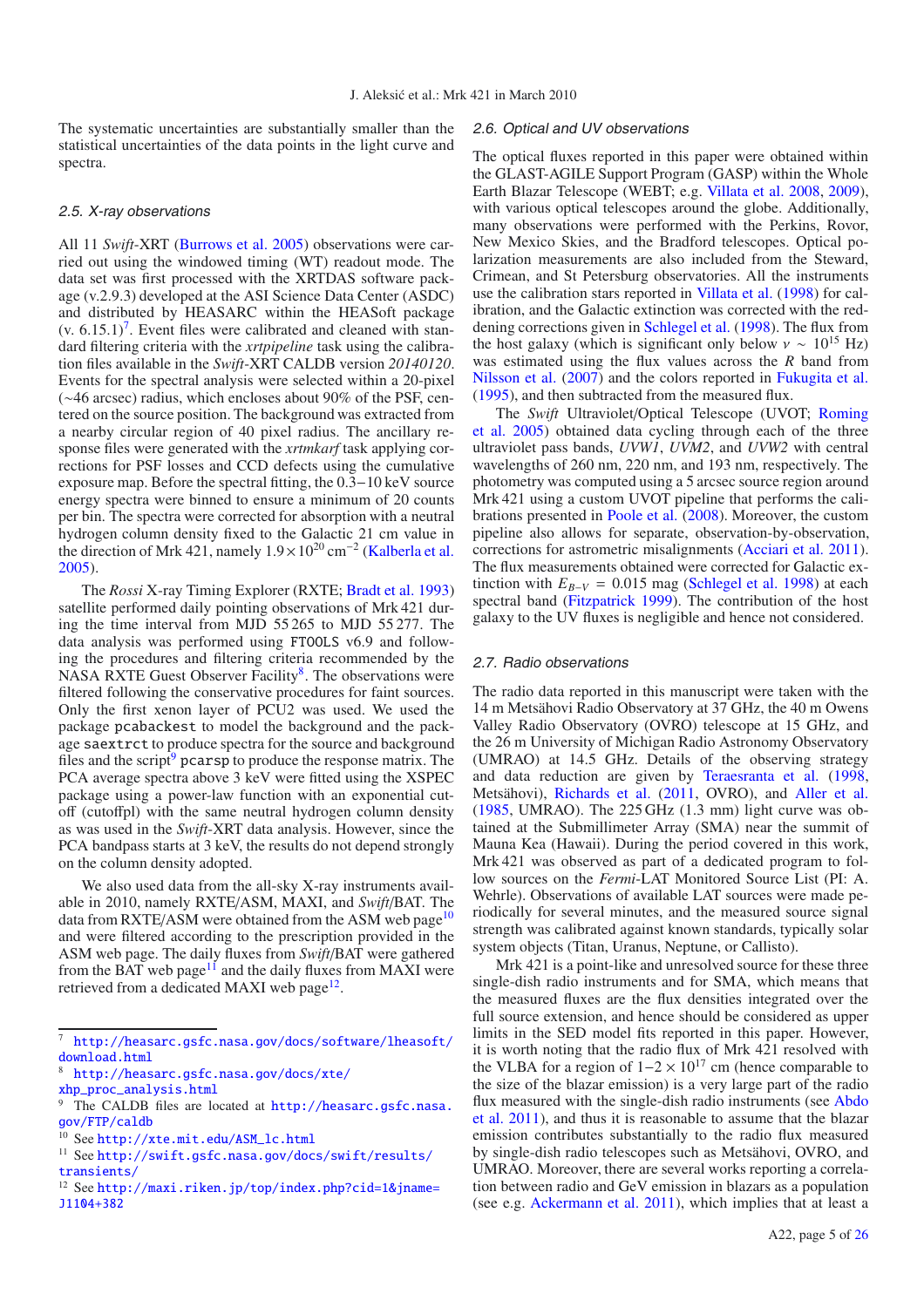The systematic uncertainties are substantially smaller than the statistical uncertainties of the data points in the light curve and spectra.

### 2.5. X-ray observations

All 11 *Swift*-XRT (Burrows et al. 2005) observations were carried out using the windowed timing (WT) readout mode. The data set was first processed with the XRTDAS software package (v.2.9.3) developed at the ASI Science Data Center (ASDC) and distributed by HEASARC within the HEASoft package (v. 6.15.1)[7]. Event files were calibrated and cleaned with standard filtering criteria with the *xrtpipeline* task using the calibration files available in the *Swift*-XRT CALDB version *20140120*. Events for the spectral analysis were selected within a 20-pixel (∼46 arcsec) radius, which encloses about 90% of the PSF, centered on the source position. The background was extracted from a nearby circular region of 40 pixel radius. The ancillary response files were generated with the *xrtmkarf* task applying corrections for PSF losses and CCD defects using the cumulative exposure map. Before the spectral fitting, the 0.3−10 keV source energy spectra were binned to ensure a minimum of 20 counts per bin. The spectra were corrected for absorption with a neutral hydrogen column density fixed to the Galactic 21 cm value in the direction of Mrk 421, namely $1.9 \times 10^{20}$ cm$^{-2}$ (Kalberla et al. 2005).

The *Rossi* X-ray Timing Explorer (RXTE; Bradt et al. 1993) satellite performed daily pointing observations of Mrk 421 during the time interval from MJD 55 265 to MJD 55 277. The data analysis was performed using `FTOOLS` v6.9 and following the procedures and filtering criteria recommended by the NASA RXTE Guest Observer Facility[8]. The observations were filtered following the conservative procedures for faint sources. Only the first xenon layer of PCU2 was used. We used the package `pcabackest` to model the background and the package `saextrct` to produce spectra for the source and background files and the script[9] `pcarsp` to produce the response matrix. The PCA average spectra above 3 keV were fitted using the XSPEC package using a power-law function with an exponential cutoff (cutoffpl) with the same neutral hydrogen column density as was used in the *Swift*-XRT data analysis. However, since the PCA bandpass starts at 3 keV, the results do not depend strongly on the column density adopted.

We also used data from the all-sky X-ray instruments available in 2010, namely RXTE/ASM, MAXI, and *Swift*/BAT. The data from RXTE/ASM were obtained from the ASM web page[10] and were filtered according to the prescription provided in the ASM web page. The daily fluxes from *Swift*/BAT were gathered from the BAT web page[11] and the daily fluxes from MAXI were retrieved from a dedicated MAXI web page[12].

[7] http://heasarc.gsfc.nasa.gov/docs/software/lheasoft/download.html

[8] http://heasarc.gsfc.nasa.gov/docs/xte/xhp_proc_analysis.html

[9] The CALDB files are located at http://heasarc.gsfc.nasa.gov/FTP/caldb

[10] See http://xte.mit.edu/ASM_lc.html

[11] See http://swift.gsfc.nasa.gov/docs/swift/results/transients/

[12] See http://maxi.riken.jp/top/index.php?cid=1&jname=J1104+382

### 2.6. Optical and UV observations

The optical fluxes reported in this paper were obtained within the GLAST-AGILE Support Program (GASP) within the Whole Earth Blazar Telescope (WEBT; e.g. Villata et al. 2008, 2009), with various optical telescopes around the globe. Additionally, many observations were performed with the Perkins, Rovor, New Mexico Skies, and the Bradford telescopes. Optical polarization measurements are also included from the Steward, Crimean, and St Petersburg observatories. All the instruments use the calibration stars reported in Villata et al. (1998) for calibration, and the Galactic extinction was corrected with the reddening corrections given in Schlegel et al. (1998). The flux from the host galaxy (which is significant only below $\nu \sim 10^{15}$ Hz) was estimated using the flux values across the $R$ band from Nilsson et al. (2007) and the colors reported in Fukugita et al. (1995), and then subtracted from the measured flux.

The *Swift* Ultraviolet/Optical Telescope (UVOT; Roming et al. 2005) obtained data cycling through each of the three ultraviolet pass bands, *UVW1*, *UVM2*, and *UVW2* with central wavelengths of 260 nm, 220 nm, and 193 nm, respectively. The photometry was computed using a 5 arcsec source region around Mrk 421 using a custom UVOT pipeline that performs the calibrations presented in Poole et al. (2008). Moreover, the custom pipeline also allows for separate, observation-by-observation, corrections for astrometric misalignments (Acciari et al. 2011). The flux measurements obtained were corrected for Galactic extinction with $E_{B-V}$ = 0.015 mag (Schlegel et al. 1998) at each spectral band (Fitzpatrick 1999). The contribution of the host galaxy to the UV fluxes is negligible and hence not considered.

### 2.7. Radio observations

The radio data reported in this manuscript were taken with the 14 m Metsähovi Radio Observatory at 37 GHz, the 40 m Owens Valley Radio Observatory (OVRO) telescope at 15 GHz, and the 26 m University of Michigan Radio Astronomy Observatory (UMRAO) at 14.5 GHz. Details of the observing strategy and data reduction are given by Teraesranta et al. (1998, Metsähovi), Richards et al. (2011, OVRO), and Aller et al. (1985, UMRAO). The 225 GHz (1.3 mm) light curve was obtained at the Submillimeter Array (SMA) near the summit of Mauna Kea (Hawaii). During the period covered in this work, Mrk 421 was observed as part of a dedicated program to follow sources on the *Fermi*-LAT Monitored Source List (PI: A. Wehrle). Observations of available LAT sources were made periodically for several minutes, and the measured source signal strength was calibrated against known standards, typically solar system objects (Titan, Uranus, Neptune, or Callisto).

Mrk 421 is a point-like and unresolved source for these three single-dish radio instruments and for SMA, which means that the measured fluxes are the flux densities integrated over the full source extension, and hence should be considered as upper limits in the SED model fits reported in this paper. However, it is worth noting that the radio flux of Mrk 421 resolved with the VLBA for a region of $1{-}2 \times 10^{17}$ cm (hence comparable to the size of the blazar emission) is a very large part of the radio flux measured with the single-dish radio instruments (see Abdo et al. 2011), and thus it is reasonable to assume that the blazar emission contributes substantially to the radio flux measured by single-dish radio telescopes such as Metsähovi, OVRO, and UMRAO. Moreover, there are several works reporting a correlation between radio and GeV emission in blazars as a population (see e.g. Ackermann et al. 2011), which implies that at least a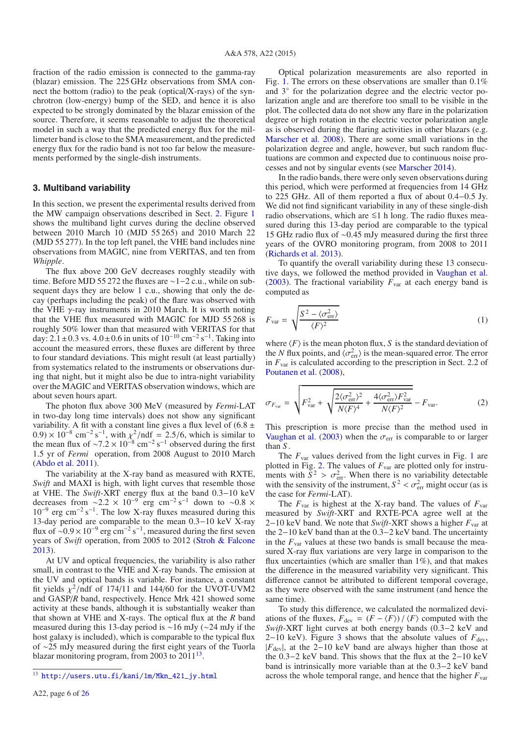fraction of the radio emission is connected to the gamma-ray (blazar) emission. The 225 GHz observations from SMA connect the bottom (radio) to the peak (optical/X-rays) of the synchrotron (low-energy) bump of the SED, and hence it is also expected to be strongly dominated by the blazar emission of the source. Therefore, it seems reasonable to adjust the theoretical model in such a way that the predicted energy flux for the millimeter band is close to the SMA measurement, and the predicted energy flux for the radio band is not too far below the measurements performed by the single-dish instruments.

## 3. Multiband variability

In this section, we present the experimental results derived from the MW campaign observations described in Sect. 2. Figure 1 shows the multiband light curves during the decline observed between 2010 March 10 (MJD 55 265) and 2010 March 22 (MJD 55 277). In the top left panel, the VHE band includes nine observations from MAGIC, nine from VERITAS, and ten from *Whipple*.

The flux above 200 GeV decreases roughly steadily with time. Before MJD 55 272 the fluxes are ∼1−2 c.u., while on subsequent days they are below 1 c.u., showing that only the decay (perhaps including the peak) of the flare was observed with the VHE $\gamma$-ray instruments in 2010 March. It is worth noting that the VHE flux measured with MAGIC for MJD 55 268 is roughly 50% lower than that measured with VERITAS for that day: $2.1 \pm 0.3$ vs. $4.0 \pm 0.6$ in units of $10^{-10}$ cm$^{-2}$ s$^{-1}$. Taking into account the measured errors, these fluxes are different by three to four standard deviations. This might result (at least partially) from systematics related to the instruments or observations during that night, but it might also be due to intra-night variability over the MAGIC and VERITAS observation windows, which are about seven hours apart.

The photon flux above 300 MeV (measured by *Fermi*-LAT in two-day long time intervals) does not show any significant variability. A fit with a constant line gives a flux level of $(6.8 \pm 0.9) \times 10^{-8}$ cm$^{-2}$ s$^{-1}$, with $\chi^2$/ndf = 2.5/6, which is similar to the mean flux of $\sim 7.2 \times 10^{-8}$ cm$^{-2}$ s$^{-1}$ observed during the first 1.5 yr of *Fermi* operation, from 2008 August to 2010 March (Abdo et al. 2011).

The variability at the X-ray band as measured with RXTE, *Swift* and MAXI is high, with light curves that resemble those at VHE. The *Swift*-XRT energy flux at the band 0.3−10 keV decreases from $\sim 2.2 \times 10^{-9}$ erg cm$^{-2}$ s$^{-1}$ down to $\sim 0.8 \times 10^{-9}$ erg cm$^{-2}$ s$^{-1}$. The low X-ray fluxes measured during this 13-day period are comparable to the mean 0.3−10 keV X-ray flux of $\sim 0.9 \times 10^{-9}$ erg cm$^{-2}$ s$^{-1}$, measured during the first seven years of *Swift* operation, from 2005 to 2012 (Stroh & Falcone 2013).

At UV and optical frequencies, the variability is also rather small, in contrast to the VHE and X-ray bands. The emission at the UV and optical bands is variable. For instance, a constant fit yields $\chi^2$/ndf of 174/11 and 144/60 for the UVOT-UVM2 and GASP/*R* band, respectively. Hence Mrk 421 showed some activity at these bands, although it is substantially weaker than that shown at VHE and X-rays. The optical flux at the *R* band measured during this 13-day period is ∼16 mJy (∼24 mJy if the host galaxy is included), which is comparable to the typical flux of ∼25 mJy measured during the first eight years of the Tuorla blazar monitoring program, from 2003 to 2011[13].

Optical polarization measurements are also reported in Fig. 1. The errors on these observations are smaller than 0.1% and 3° for the polarization degree and the electric vector polarization angle and are therefore too small to be visible in the plot. The collected data do not show any flare in the polarization degree or high rotation in the electric vector polarization angle as is observed during the flaring activities in other blazars (e.g. Marscher et al. 2008). There are some small variations in the polarization degree and angle, however, but such random fluctuations are common and expected due to continuous noise processes and not by singular events (see Marscher 2014).

In the radio bands, there were only seven observations during this period, which were performed at frequencies from 14 GHz to 225 GHz. All of them reported a flux of about 0.4−0.5 Jy. We did not find significant variability in any of these single-dish radio observations, which are ≲1 h long. The radio fluxes measured during this 13-day period are comparable to the typical 15 GHz radio flux of ∼0.45 mJy measured during the first three years of the OVRO monitoring program, from 2008 to 2011 (Richards et al. 2013).

To quantify the overall variability during these 13 consecutive days, we followed the method provided in Vaughan et al. (2003). The fractional variability $F_{\rm var}$ at each energy band is computed as

$$F_{\rm var} = \sqrt{\frac{S^2 - \langle \sigma_{\rm err}^2 \rangle}{\langle F \rangle^2}} \quad (1)$$

where $\langle F \rangle$ is the mean photon flux, $S$ is the standard deviation of the $N$ flux points, and $\langle \sigma_{\rm err}^2 \rangle$ is the mean-squared error. The error in $F_{\rm var}$ is calculated according to the prescription in Sect. 2.2 of Poutanen et al. (2008),

$$\sigma_{F_{\rm var}} = \sqrt{F_{\rm var}^2 + \sqrt{\frac{2\langle \sigma_{\rm err}^2 \rangle^2}{N\langle F \rangle^4} + \frac{4\langle \sigma_{\rm err}^2 \rangle F_{\rm var}^2}{N\langle F \rangle^2}}} - F_{\rm var}. \quad (2)$$

This prescription is more precise than the method used in Vaughan et al. (2003) when the $\sigma_{\rm err}$ is comparable to or larger than $S$.

The $F_{\rm var}$ values derived from the light curves in Fig. 1 are plotted in Fig. 2. The values of $F_{\rm var}$ are plotted only for instruments with $S^2 > \sigma_{\rm err}^2$. When there is no variability detectable with the sensivity of the instrument, $S^2 < \sigma_{\rm err}^2$ might occur (as is the case for *Fermi*-LAT).

The $F_{\rm var}$ is highest at the X-ray band. The values of $F_{\rm var}$ measured by *Swift*-XRT and RXTE-PCA agree well at the 2−10 keV band. We note that *Swift*-XRT shows a higher $F_{\rm var}$ at the 2−10 keV band than at the 0.3−2 keV band. The uncertainty in the $F_{\rm var}$ values at these two bands is small because the measured X-ray flux variations are very large in comparison to the flux uncertainties (which are smaller than 1%), and that makes the difference in the measured variability very significant. This difference cannot be attributed to different temporal coverage, as they were observed with the same instrument (and hence the same time).

To study this difference, we calculated the normalized deviations of the fluxes, $F_{\rm dev} = (F - \langle F \rangle) / \langle F \rangle$ computed with the *Swift*-XRT light curves at both energy bands (0.3−2 keV and 2−10 keV). Figure 3 shows that the absolute values of $F_{\rm dev}$, $|F_{\rm dev}|$, at the 2−10 keV band are always higher than those at the 0.3−2 keV band. This shows that the flux at the 2−10 keV band is intrinsically more variable than at the 0.3−2 keV band across the whole temporal range, and hence that the higher $F_{\rm var}$

[13] http://users.utu.fi/kani/1m/Mkn_421_jy.html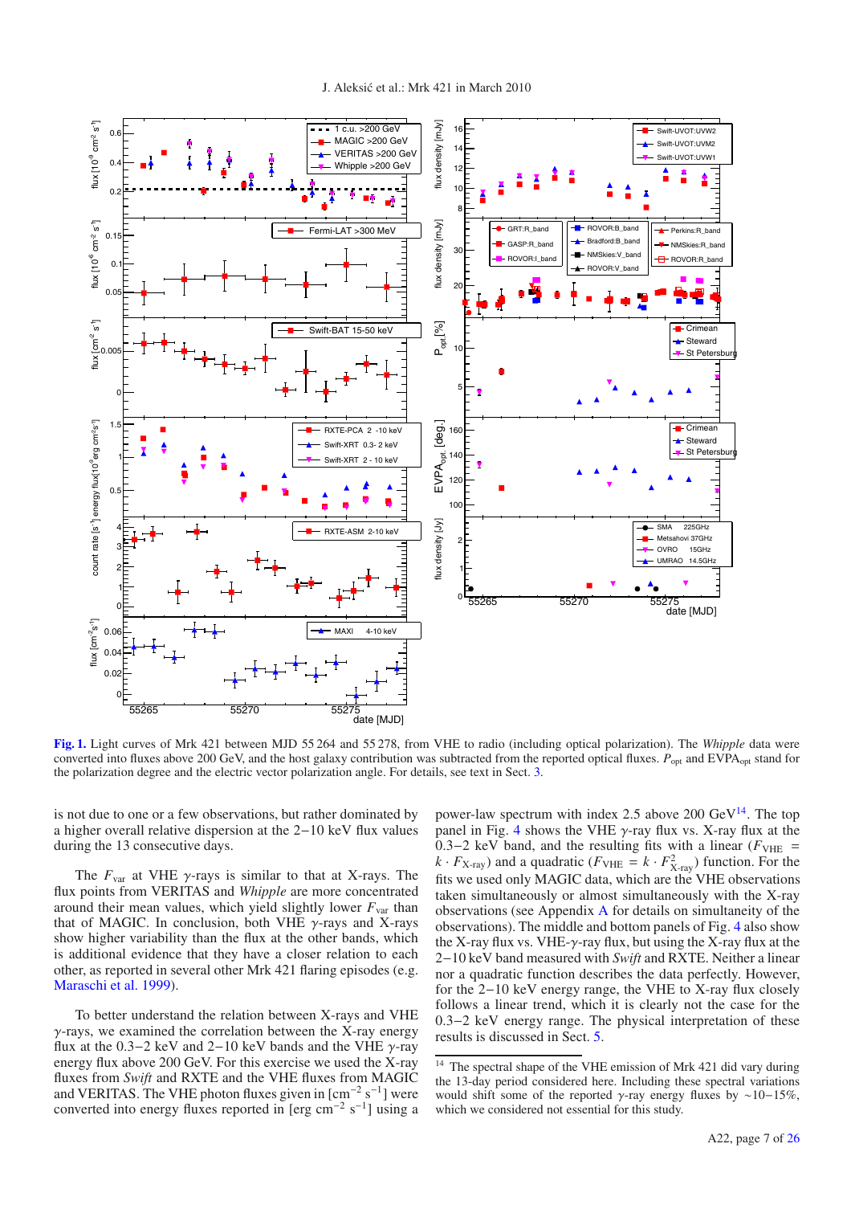**Fig. 1.** Light curves of Mrk 421 between MJD 55 264 and 55 278, from VHE to radio (including optical polarization). The *Whipple* data were converted into fluxes above 200 GeV, and the host galaxy contribution was subtracted from the reported optical fluxes. $P_{\rm opt}$ and EVPA$_{\rm opt}$ stand for the polarization degree and the electric vector polarization angle. For details, see text in Sect. 3.

is not due to one or a few observations, but rather dominated by a higher overall relative dispersion at the 2−10 keV flux values during the 13 consecutive days.

The $F_{\rm var}$ at VHE $\gamma$-rays is similar to that at X-rays. The flux points from VERITAS and *Whipple* are more concentrated around their mean values, which yield slightly lower $F_{\rm var}$ than that of MAGIC. In conclusion, both VHE $\gamma$-rays and X-rays show higher variability than the flux at the other bands, which is additional evidence that they have a closer relation to each other, as reported in several other Mrk 421 flaring episodes (e.g. Maraschi et al. 1999).

To better understand the relation between X-rays and VHE $\gamma$-rays, we examined the correlation between the X-ray energy flux at the 0.3−2 keV and 2−10 keV bands and the VHE $\gamma$-ray energy flux above 200 GeV. For this exercise we used the X-ray fluxes from *Swift* and RXTE and the VHE fluxes from MAGIC and VERITAS. The VHE photon fluxes given in [cm$^{-2}$ s$^{-1}$] were converted into energy fluxes reported in [erg cm$^{-2}$ s$^{-1}$] using a power-law spectrum with index 2.5 above 200 GeV[14]. The top panel in Fig. 4 shows the VHE $\gamma$-ray flux vs. X-ray flux at the 0.3−2 keV band, and the resulting fits with a linear ($F_{\rm VHE} = k \cdot F_{\rm X\text{-}ray}$) and a quadratic ($F_{\rm VHE} = k \cdot F^2_{\rm X\text{-}ray}$) function. For the fits we used only MAGIC data, which are the VHE observations taken simultaneously or almost simultaneously with the X-ray observations (see Appendix A for details on simultaneity of the observations). The middle and bottom panels of Fig. 4 also show the X-ray flux vs. VHE-$\gamma$-ray flux, but using the X-ray flux at the 2−10 keV band measured with *Swift* and RXTE. Neither a linear nor a quadratic function describes the data perfectly. However, for the 2−10 keV energy range, the VHE to X-ray flux closely follows a linear trend, which it is clearly not the case for the 0.3−2 keV energy range. The physical interpretation of these results is discussed in Sect. 5.

[14] The spectral shape of the VHE emission of Mrk 421 did vary during the 13-day period considered here. Including these spectral variations would shift some of the reported $\gamma$-ray energy fluxes by ∼10−15%, which we considered not essential for this study.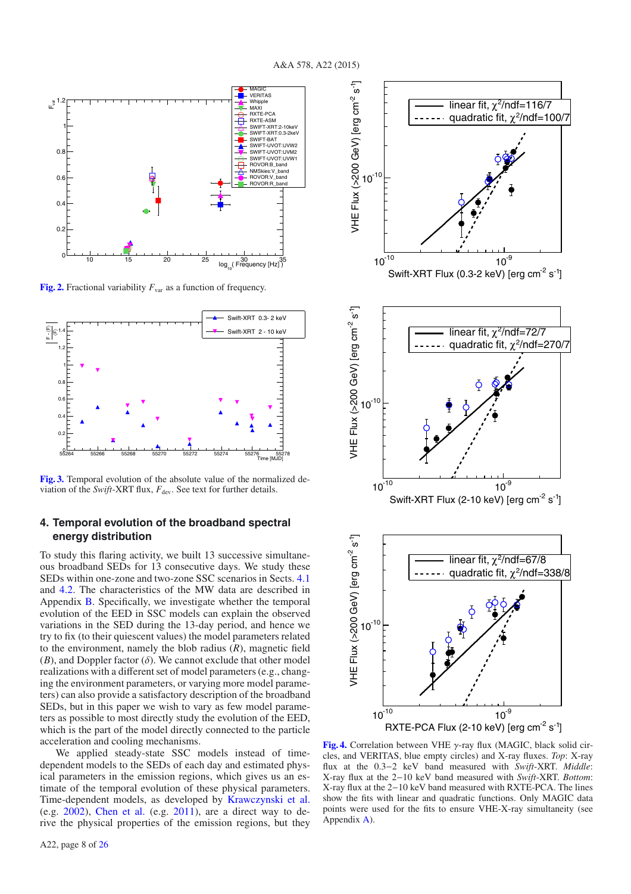**Fig. 2.** Fractional variability $F_{var}$ as a function of frequency.

**Fig. 3.** Temporal evolution of the absolute value of the normalized deviation of the *Swift*-XRT flux, $F_{dev}$. See text for further details.

## 4. Temporal evolution of the broadband spectral energy distribution

To study this flaring activity, we built 13 successive simultaneous broadband SEDs for 13 consecutive days. We study these SEDs within one-zone and two-zone SSC scenarios in Sects. 4.1 and 4.2. The characteristics of the MW data are described in Appendix B. Specifically, we investigate whether the temporal evolution of the EED in SSC models can explain the observed variations in the SED during the 13-day period, and hence we try to fix (to their quiescent values) the model parameters related to the environment, namely the blob radius ($R$), magnetic field ($B$), and Doppler factor ($\delta$). We cannot exclude that other model realizations with a different set of model parameters (e.g., changing the environment parameters, or varying more model parameters) can also provide a satisfactory description of the broadband SEDs, but in this paper we wish to vary as few model parameters as possible to most directly study the evolution of the EED, which is the part of the model directly connected to the particle acceleration and cooling mechanisms.

We applied steady-state SSC models instead of time-dependent models to the SEDs of each day and estimated physical parameters in the emission regions, which gives us an estimate of the temporal evolution of these physical parameters. Time-dependent models, as developed by Krawczynski et al. (e.g. 2002), Chen et al. (e.g. 2011), are a direct way to derive the physical properties of the emission regions, but they

**Fig. 4.** Correlation between VHE $\gamma$-ray flux (MAGIC, black solid circles, and VERITAS, blue empty circles) and X-ray fluxes. *Top*: X-ray flux at the 0.3−2 keV band measured with *Swift*-XRT. *Middle*: X-ray flux at the 2−10 keV band measured with *Swift*-XRT. *Bottom*: X-ray flux at the 2−10 keV band measured with RXTE-PCA. The lines show the fits with linear and quadratic functions. Only MAGIC data points were used for the fits to ensure VHE-X-ray simultaneity (see Appendix A).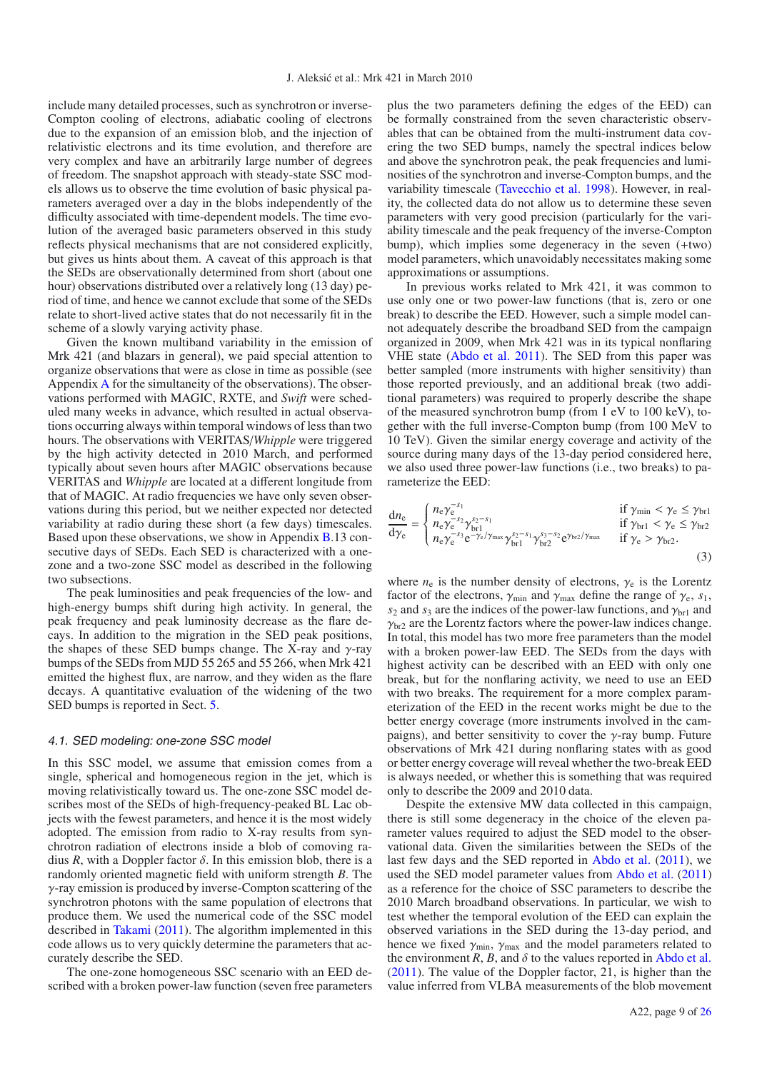include many detailed processes, such as synchrotron or inverse-Compton cooling of electrons, adiabatic cooling of electrons due to the expansion of an emission blob, and the injection of relativistic electrons and its time evolution, and therefore are very complex and have an arbitrarily large number of degrees of freedom. The snapshot approach with steady-state SSC models allows us to observe the time evolution of basic physical parameters averaged over a day in the blobs independently of the difficulty associated with time-dependent models. The time evolution of the averaged basic parameters observed in this study reflects physical mechanisms that are not considered explicitly, but gives us hints about them. A caveat of this approach is that the SEDs are observationally determined from short (about one hour) observations distributed over a relatively long (13 day) period of time, and hence we cannot exclude that some of the SEDs relate to short-lived active states that do not necessarily fit in the scheme of a slowly varying activity phase.

Given the known multiband variability in the emission of Mrk 421 (and blazars in general), we paid special attention to organize observations that were as close in time as possible (see Appendix A for the simultaneity of the observations). The observations performed with MAGIC, RXTE, and *Swift* were scheduled many weeks in advance, which resulted in actual observations occurring always within temporal windows of less than two hours. The observations with VERITAS/*Whipple* were triggered by the high activity detected in 2010 March, and performed typically about seven hours after MAGIC observations because VERITAS and *Whipple* are located at a different longitude from that of MAGIC. At radio frequencies we have only seven observations during this period, but we neither expected nor detected variability at radio during these short (a few days) timescales. Based upon these observations, we show in Appendix B.13 consecutive days of SEDs. Each SED is characterized with a one-zone and a two-zone SSC model as described in the following two subsections.

The peak luminosities and peak frequencies of the low- and high-energy bumps shift during high activity. In general, the peak frequency and peak luminosity decrease as the flare decays. In addition to the migration in the SED peak positions, the shapes of these SED bumps change. The X-ray and $\gamma$-ray bumps of the SEDs from MJD 55 265 and 55 266, when Mrk 421 emitted the highest flux, are narrow, and they widen as the flare decays. A quantitative evaluation of the widening of the two SED bumps is reported in Sect. 5.

### 4.1. SED modeling: one-zone SSC model

In this SSC model, we assume that emission comes from a single, spherical and homogeneous region in the jet, which is moving relativistically toward us. The one-zone SSC model describes most of the SEDs of high-frequency-peaked BL Lac objects with the fewest parameters, and hence it is the most widely adopted. The emission from radio to X-ray results from synchrotron radiation of electrons inside a blob of comoving radius $R$, with a Doppler factor $\delta$. In this emission blob, there is a randomly oriented magnetic field with uniform strength $B$. The $\gamma$-ray emission is produced by inverse-Compton scattering of the synchrotron photons with the same population of electrons that produce them. We used the numerical code of the SSC model described in Takami (2011). The algorithm implemented in this code allows us to very quickly determine the parameters that accurately describe the SED.

The one-zone homogeneous SSC scenario with an EED described with a broken power-law function (seven free parameters plus the two parameters defining the edges of the EED) can be formally constrained from the seven characteristic observables that can be obtained from the multi-instrument data covering the two SED bumps, namely the spectral indices below and above the synchrotron peak, the peak frequencies and luminosities of the synchrotron and inverse-Compton bumps, and the variability timescale (Tavecchio et al. 1998). However, in reality, the collected data do not allow us to determine these seven parameters with very good precision (particularly for the variability timescale and the peak frequency of the inverse-Compton bump), which implies some degeneracy in the seven (+two) model parameters, which unavoidably necessitates making some approximations or assumptions.

In previous works related to Mrk 421, it was common to use only one or two power-law functions (that is, zero or one break) to describe the EED. However, such a simple model cannot adequately describe the broadband SED from the campaign organized in 2009, when Mrk 421 was in its typical nonflaring VHE state (Abdo et al. 2011). The SED from this paper was better sampled (more instruments with higher sensitivity) than those reported previously, and an additional break (two additional parameters) was required to properly describe the shape of the measured synchrotron bump (from 1 eV to 100 keV), together with the full inverse-Compton bump (from 100 MeV to 10 TeV). Given the similar energy coverage and activity of the source during many days of the 13-day period considered here, we also used three power-law functions (i.e., two breaks) to parameterize the EED:

$$\frac{\mathrm{d}n_\mathrm{e}}{\mathrm{d}\gamma_\mathrm{e}} = \begin{cases} n_\mathrm{e}\gamma_\mathrm{e}^{-s_1} & \text{if } \gamma_\mathrm{min} < \gamma_\mathrm{e} \leq \gamma_\mathrm{br1} \\ n_\mathrm{e}\gamma_\mathrm{e}^{-s_2}\gamma_\mathrm{br1}^{s_2-s_1} & \text{if } \gamma_\mathrm{br1} < \gamma_\mathrm{e} \leq \gamma_\mathrm{br2} \\ n_\mathrm{e}\gamma_\mathrm{e}^{-s_3}\mathrm{e}^{-\gamma_\mathrm{e}/\gamma_\mathrm{max}}\gamma_\mathrm{br1}^{s_2-s_1}\gamma_\mathrm{br2}^{s_3-s_2}\mathrm{e}^{\gamma_\mathrm{br2}/\gamma_\mathrm{max}} & \text{if } \gamma_\mathrm{e} > \gamma_\mathrm{br2}. \end{cases} \quad (3)$$

where $n_\mathrm{e}$ is the number density of electrons, $\gamma_\mathrm{e}$ is the Lorentz factor of the electrons, $\gamma_\mathrm{min}$ and $\gamma_\mathrm{max}$ define the range of $\gamma_\mathrm{e}$, $s_1$, $s_2$ and $s_3$ are the indices of the power-law functions, and $\gamma_\mathrm{br1}$ and $\gamma_\mathrm{br2}$ are the Lorentz factors where the power-law indices change. In total, this model has two more free parameters than the model with a broken power-law EED. The SEDs from the days with highest activity can be described with an EED with only one break, but for the nonflaring activity, we need to use an EED with two breaks. The requirement for a more complex parameterization of the EED in the recent works might be due to the better energy coverage (more instruments involved in the campaigns), and better sensitivity to cover the $\gamma$-ray bump. Future observations of Mrk 421 during nonflaring states with as good or better energy coverage will reveal whether the two-break EED is always needed, or whether this is something that was required only to describe the 2009 and 2010 data.

Despite the extensive MW data collected in this campaign, there is still some degeneracy in the choice of the eleven parameter values required to adjust the SED model to the observational data. Given the similarities between the SEDs of the last few days and the SED reported in Abdo et al. (2011), we used the SED model parameter values from Abdo et al. (2011) as a reference for the choice of SSC parameters to describe the 2010 March broadband observations. In particular, we wish to test whether the temporal evolution of the EED can explain the observed variations in the SED during the 13-day period, and hence we fixed $\gamma_\mathrm{min}$, $\gamma_\mathrm{max}$ and the model parameters related to the environment $R$, $B$, and $\delta$ to the values reported in Abdo et al. (2011). The value of the Doppler factor, 21, is higher than the value inferred from VLBA measurements of the blob movement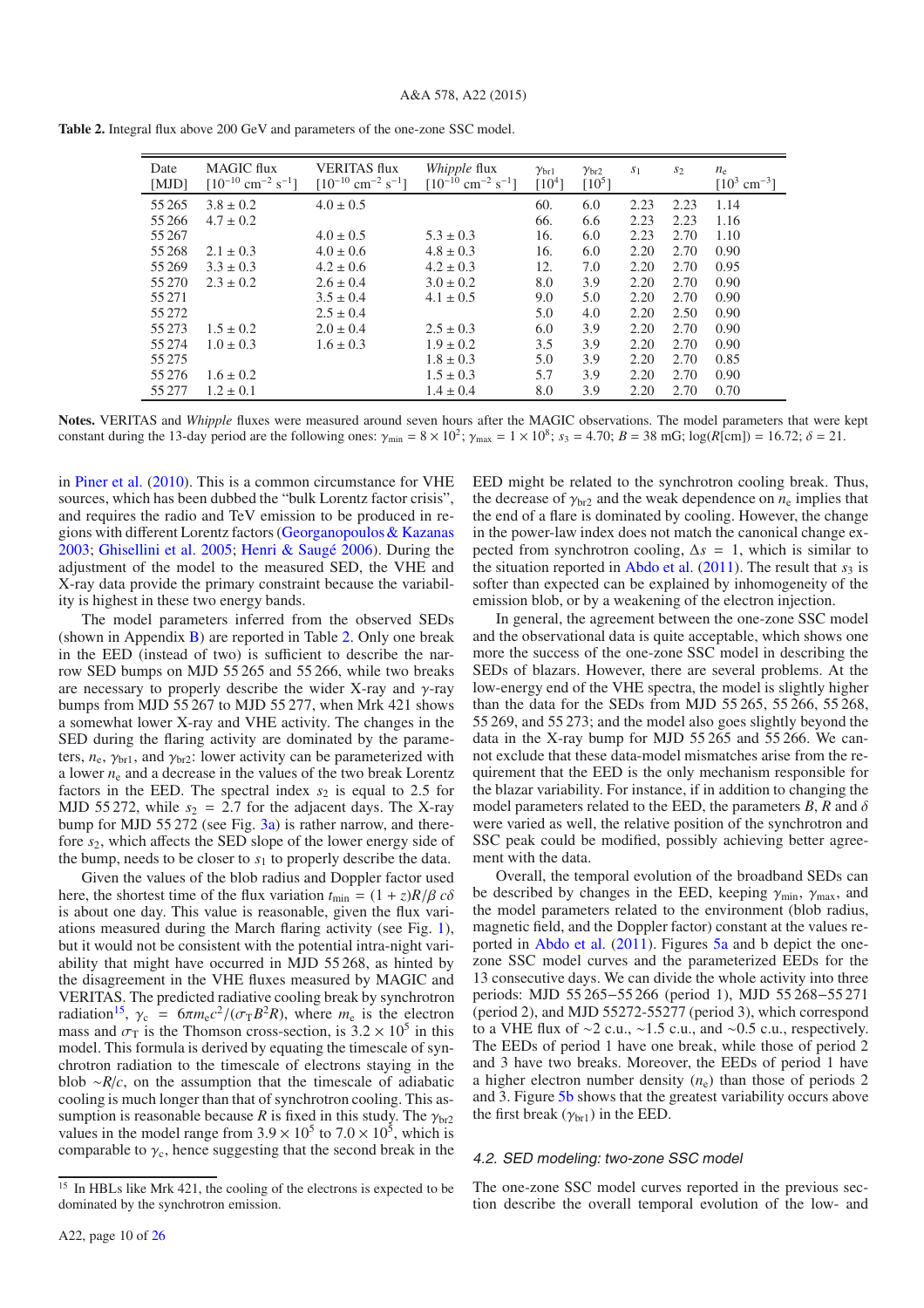**Table 2.** Integral flux above 200 GeV and parameters of the one-zone SSC model.

| Date [MJD] | MAGIC flux [$10^{-10}$ cm$^{-2}$ s$^{-1}$] | VERITAS flux [$10^{-10}$ cm$^{-2}$ s$^{-1}$] | *Whipple* flux [$10^{-10}$ cm$^{-2}$ s$^{-1}$] | $\gamma_{br1}$ [$10^4$] | $\gamma_{br2}$ [$10^5$] | $s_1$ | $s_2$ | $n_e$ [$10^3$ cm$^{-3}$] |
|---|---|---|---|---|---|---|---|---|
| 55 265 | 3.8 ± 0.2 | 4.0 ± 0.5 | | 60. | 6.0 | 2.23 | 2.23 | 1.14 |
| 55 266 | 4.7 ± 0.2 | | | 66. | 6.6 | 2.23 | 2.23 | 1.16 |
| 55 267 | | 4.0 ± 0.5 | 5.3 ± 0.3 | 16. | 6.0 | 2.23 | 2.70 | 1.10 |
| 55 268 | 2.1 ± 0.3 | 4.0 ± 0.6 | 4.8 ± 0.3 | 16. | 6.0 | 2.20 | 2.70 | 0.90 |
| 55 269 | 3.3 ± 0.3 | 4.2 ± 0.6 | 4.2 ± 0.3 | 12. | 7.0 | 2.20 | 2.70 | 0.95 |
| 55 270 | 2.3 ± 0.2 | 2.6 ± 0.4 | 3.0 ± 0.2 | 8.0 | 3.9 | 2.20 | 2.70 | 0.90 |
| 55 271 | | 3.5 ± 0.4 | 4.1 ± 0.5 | 9.0 | 5.0 | 2.20 | 2.70 | 0.90 |
| 55 272 | | 2.5 ± 0.4 | | 5.0 | 4.0 | 2.20 | 2.50 | 0.90 |
| 55 273 | 1.5 ± 0.2 | 2.0 ± 0.4 | 2.5 ± 0.3 | 6.0 | 3.9 | 2.20 | 2.70 | 0.90 |
| 55 274 | 1.0 ± 0.3 | 1.6 ± 0.3 | 1.9 ± 0.2 | 3.5 | 3.9 | 2.20 | 2.70 | 0.90 |
| 55 275 | | | 1.8 ± 0.3 | 5.0 | 3.9 | 2.20 | 2.70 | 0.85 |
| 55 276 | 1.6 ± 0.2 | | 1.5 ± 0.3 | 5.7 | 3.9 | 2.20 | 2.70 | 0.90 |
| 55 277 | 1.2 ± 0.1 | | 1.4 ± 0.4 | 8.0 | 3.9 | 2.20 | 2.70 | 0.70 |

**Notes.** VERITAS and *Whipple* fluxes were measured around seven hours after the MAGIC observations. The model parameters that were kept constant during the 13-day period are the following ones: $\gamma_{min} = 8 \times 10^2$; $\gamma_{max} = 1 \times 10^8$; $s_3 = 4.70$; $B = 38$ mG; $\log(R[\mathrm{cm}]) = 16.72$; $\delta = 21$.

in Piner et al. (2010). This is a common circumstance for VHE sources, which has been dubbed the "bulk Lorentz factor crisis", and requires the radio and TeV emission to be produced in regions with different Lorentz factors (Georganopoulos & Kazanas 2003; Ghisellini et al. 2005; Henri & Saugé 2006). During the adjustment of the model to the measured SED, the VHE and X-ray data provide the primary constraint because the variability is highest in these two energy bands.

The model parameters inferred from the observed SEDs (shown in Appendix B) are reported in Table 2. Only one break in the EED (instead of two) is sufficient to describe the narrow SED bumps on MJD 55 265 and 55 266, while two breaks are necessary to properly describe the wider X-ray and $\gamma$-ray bumps from MJD 55 267 to MJD 55 277, when Mrk 421 shows a somewhat lower X-ray and VHE activity. The changes in the SED during the flaring activity are dominated by the parameters, $n_e$, $\gamma_{br1}$, and $\gamma_{br2}$: lower activity can be parameterized with a lower $n_e$ and a decrease in the values of the two break Lorentz factors in the EED. The spectral index $s_2$ is equal to 2.5 for MJD 55 272, while $s_2 = 2.7$ for the adjacent days. The X-ray bump for MJD 55 272 (see Fig. 3a) is rather narrow, and therefore $s_2$, which affects the SED slope of the lower energy side of the bump, needs to be closer to $s_1$ to properly describe the data.

Given the values of the blob radius and Doppler factor used here, the shortest time of the flux variation $t_{min} = (1 + z)R/\beta c\delta$ is about one day. This value is reasonable, given the flux variations measured during the March flaring activity (see Fig. 1), but it would not be consistent with the potential intra-night variability that might have occurred in MJD 55 268, as hinted by the disagreement in the VHE fluxes measured by MAGIC and VERITAS. The predicted radiative cooling break by synchrotron radiation[15], $\gamma_c = 6\pi m_e c^2/(\sigma_T B^2 R)$, where $m_e$ is the electron mass and $\sigma_T$ is the Thomson cross-section, is $3.2 \times 10^5$ in this model. This formula is derived by equating the timescale of synchrotron radiation to the timescale of electrons staying in the blob $\sim R/c$, on the assumption that the timescale of adiabatic cooling is much longer than that of synchrotron cooling. This assumption is reasonable because $R$ is fixed in this study. The $\gamma_{br2}$ values in the model range from $3.9 \times 10^5$ to $7.0 \times 10^5$, which is comparable to $\gamma_c$, hence suggesting that the second break in the EED might be related to the synchrotron cooling break. Thus, the decrease of $\gamma_{br2}$ and the weak dependence on $n_e$ implies that the end of a flare is dominated by cooling. However, the change in the power-law index does not match the canonical change expected from synchrotron cooling, $\Delta s = 1$, which is similar to the situation reported in Abdo et al. (2011). The result that $s_3$ is softer than expected can be explained by inhomogeneity of the emission blob, or by a weakening of the electron injection.

[15] In HBLs like Mrk 421, the cooling of the electrons is expected to be dominated by the synchrotron emission.

In general, the agreement between the one-zone SSC model and the observational data is quite acceptable, which shows one more the success of the one-zone SSC model in describing the SEDs of blazars. However, there are several problems. At the low-energy end of the VHE spectra, the model is slightly higher than the data for the SEDs from MJD 55 265, 55 266, 55 268, 55 269, and 55 273; and the model also goes slightly beyond the data in the X-ray bump for MJD 55 265 and 55 266. We cannot exclude that these data-model mismatches arise from the requirement that the EED is the only mechanism responsible for the blazar variability. For instance, if in addition to changing the model parameters related to the EED, the parameters $B$, $R$ and $\delta$ were varied as well, the relative position of the synchrotron and SSC peak could be modified, possibly achieving better agreement with the data.

Overall, the temporal evolution of the broadband SEDs can be described by changes in the EED, keeping $\gamma_{min}$, $\gamma_{max}$, and the model parameters related to the environment (blob radius, magnetic field, and the Doppler factor) constant at the values reported in Abdo et al. (2011). Figures 5a and b depict the one-zone SSC model curves and the parameterized EEDs for the 13 consecutive days. We can divide the whole activity into three periods: MJD 55 265−55 266 (period 1), MJD 55 268−55 271 (period 2), and MJD 55272-55277 (period 3), which correspond to a VHE flux of ~2 c.u., ~1.5 c.u., and ~0.5 c.u., respectively. The EEDs of period 1 have one break, while those of period 2 and 3 have two breaks. Moreover, the EEDs of period 1 have a higher electron number density ($n_e$) than those of periods 2 and 3. Figure 5b shows that the greatest variability occurs above the first break ($\gamma_{br1}$) in the EED.

### 4.2. SED modeling: two-zone SSC model

The one-zone SSC model curves reported in the previous section describe the overall temporal evolution of the low- and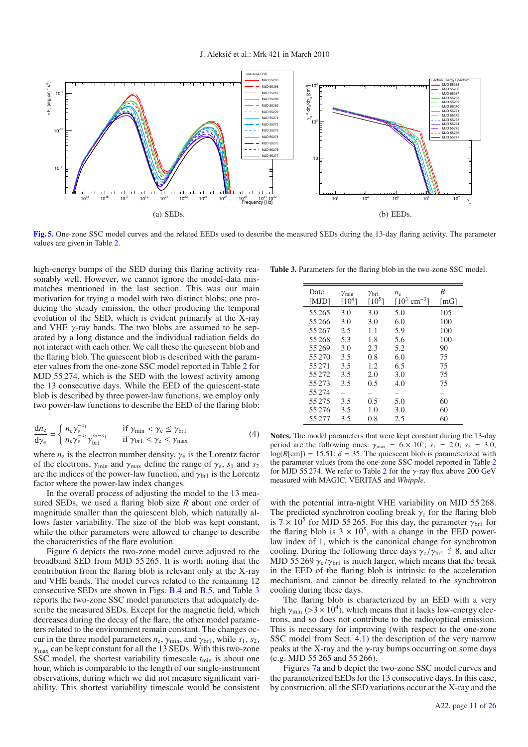(a) SEDs.

(b) EEDs.

**Fig. 5.** One-zone SSC model curves and the related EEDs used to describe the measured SEDs during the 13-day flaring activity. The parameter values are given in Table 2.

high-energy bumps of the SED during this flaring activity reasonably well. However, we cannot ignore the model-data mismatches mentioned in the last section. This was our main motivation for trying a model with two distinct blobs: one producing the steady emission, the other producing the temporal evolution of the SED, which is evident primarily at the X-ray and VHE $\gamma$-ray bands. The two blobs are assumed to be separated by a long distance and the individual radiation fields do not interact with each other. We call these the quiescent blob and the flaring blob. The quiescent blob is described with the parameter values from the one-zone SSC model reported in Table 2 for MJD 55 274, which is the SED with the lowest activity among the 13 consecutive days. While the EED of the quiescent-state blob is described by three power-law functions, we employ only two power-law functions to describe the EED of the flaring blob:

$$\frac{\mathrm{d}n_\mathrm{e}}{\mathrm{d}\gamma_\mathrm{e}} = \begin{cases} n_\mathrm{e}\gamma_\mathrm{e}^{-s_1} & \text{if } \gamma_\mathrm{min} < \gamma_\mathrm{e} \le \gamma_\mathrm{br1} \\ n_\mathrm{e}\gamma_\mathrm{e}^{-s_2}\gamma_\mathrm{br1}^{s_2-s_1} & \text{if } \gamma_\mathrm{br1} < \gamma_\mathrm{e} < \gamma_\mathrm{max} \end{cases} \tag{4}$$

where $n_\mathrm{e}$ is the electron number density, $\gamma_\mathrm{e}$ is the Lorentz factor of the electrons, $\gamma_\mathrm{min}$ and $\gamma_\mathrm{max}$ define the range of $\gamma_\mathrm{e}$, $s_1$ and $s_2$ are the indices of the power-law function, and $\gamma_\mathrm{br1}$ is the Lorentz factor where the power-law index changes.

In the overall process of adjusting the model to the 13 measured SEDs, we used a flaring blob size $R$ about one order of magnitude smaller than the quiescent blob, which naturally allows faster variability. The size of the blob was kept constant, while the other parameters were allowed to change to describe the characteristics of the flare evolution.

Figure 6 depicts the two-zone model curve adjusted to the broadband SED from MJD 55 265. It is worth noting that the contribution from the flaring blob is relevant only at the X-ray and VHE bands. The model curves related to the remaining 12 consecutive SEDs are shown in Figs. B.4 and B.5, and Table 3 reports the two-zone SSC model parameters that adequately describe the measured SEDs. Except for the magnetic field, which decreases during the decay of the flare, the other model parameters related to the environment remain constant. The changes occur in the three model parameters $n_\mathrm{e}$, $\gamma_\mathrm{min}$, and $\gamma_\mathrm{br1}$, while $s_1$, $s_2$, $\gamma_\mathrm{max}$ can be kept constant for all the 13 SEDs. With this two-zone SSC model, the shortest variability timescale $t_\mathrm{min}$ is about one hour, which is comparable to the length of our single-instrument observations, during which we did not measure significant variability. This shortest variability timescale would be consistent with the potential intra-night VHE variability on MJD 55 268. The predicted synchrotron cooling break $\gamma_\mathrm{c}$ for the flaring blob is $7 \times 10^5$ for MJD 55 265. For this day, the parameter $\gamma_\mathrm{br1}$ for the flaring blob is $3 \times 10^5$, with a change in the EED power-law index of 1, which is the canonical change for synchrotron cooling. During the following three days $\gamma_\mathrm{c}/\gamma_\mathrm{br1} \lesssim 8$, and after MJD 55 269 $\gamma_\mathrm{c}/\gamma_\mathrm{br1}$ is much larger, which means that the break in the EED of the flaring blob is intrinsic to the acceleration mechanism, and cannot be directly related to the synchrotron cooling during these days.

The flaring blob is characterized by an EED with a very high $\gamma_\mathrm{min}$ ($>3 \times 10^4$), which means that it lacks low-energy electrons, and so does not contribute to the radio/optical emission. This is necessary for improving (with respect to the one-zone SSC model from Sect. 4.1) the description of the very narrow peaks at the X-ray and the $\gamma$-ray bumps occurring on some days (e.g. MJD 55 265 and 55 266).

Figures 7a and b depict the two-zone SSC model curves and the parameterized EEDs for the 13 consecutive days. In this case, by construction, all the SED variations occur at the X-ray and the

**Table 3.** Parameters for the flaring blob in the two-zone SSC model.

| Date [MJD] | $\gamma_\mathrm{min}$ [$10^4$] | $\gamma_\mathrm{br1}$ [$10^5$] | $n_\mathrm{e}$ [$10^3$ cm$^{-3}$] | $B$ [mG] |
|---|---|---|---|---|
| 55 265 | 3.0 | 3.0 | 5.0 | 105 |
| 55 266 | 3.0 | 3.0 | 6.0 | 100 |
| 55 267 | 2.5 | 1.1 | 5.9 | 100 |
| 55 268 | 5.3 | 1.8 | 5.6 | 100 |
| 55 269 | 3.0 | 2.3 | 5.2 | 90 |
| 55 270 | 3.5 | 0.8 | 6.0 | 75 |
| 55 271 | 3.5 | 1.2 | 6.5 | 75 |
| 55 272 | 3.5 | 2.0 | 3.0 | 75 |
| 55 273 | 3.5 | 0.5 | 4.0 | 75 |
| 55 274 | – | – | – | – |
| 55 275 | 3.5 | 0.5 | 5.0 | 60 |
| 55 276 | 3.5 | 1.0 | 3.0 | 60 |
| 55 277 | 3.5 | 0.8 | 2.5 | 60 |

**Notes.** The model parameters that were kept constant during the 13-day period are the following ones: $\gamma_\mathrm{max} = 6 \times 10^5$; $s_1 = 2.0$; $s_2 = 3.0$; $\log(R[\mathrm{cm}]) = 15.51$; $\delta = 35$. The quiescent blob is parameterized with the parameter values from the one-zone SSC model reported in Table 2 for MJD 55 274. We refer to Table 2 for the $\gamma$-ray flux above 200 GeV measured with MAGIC, VERITAS and *Whipple*.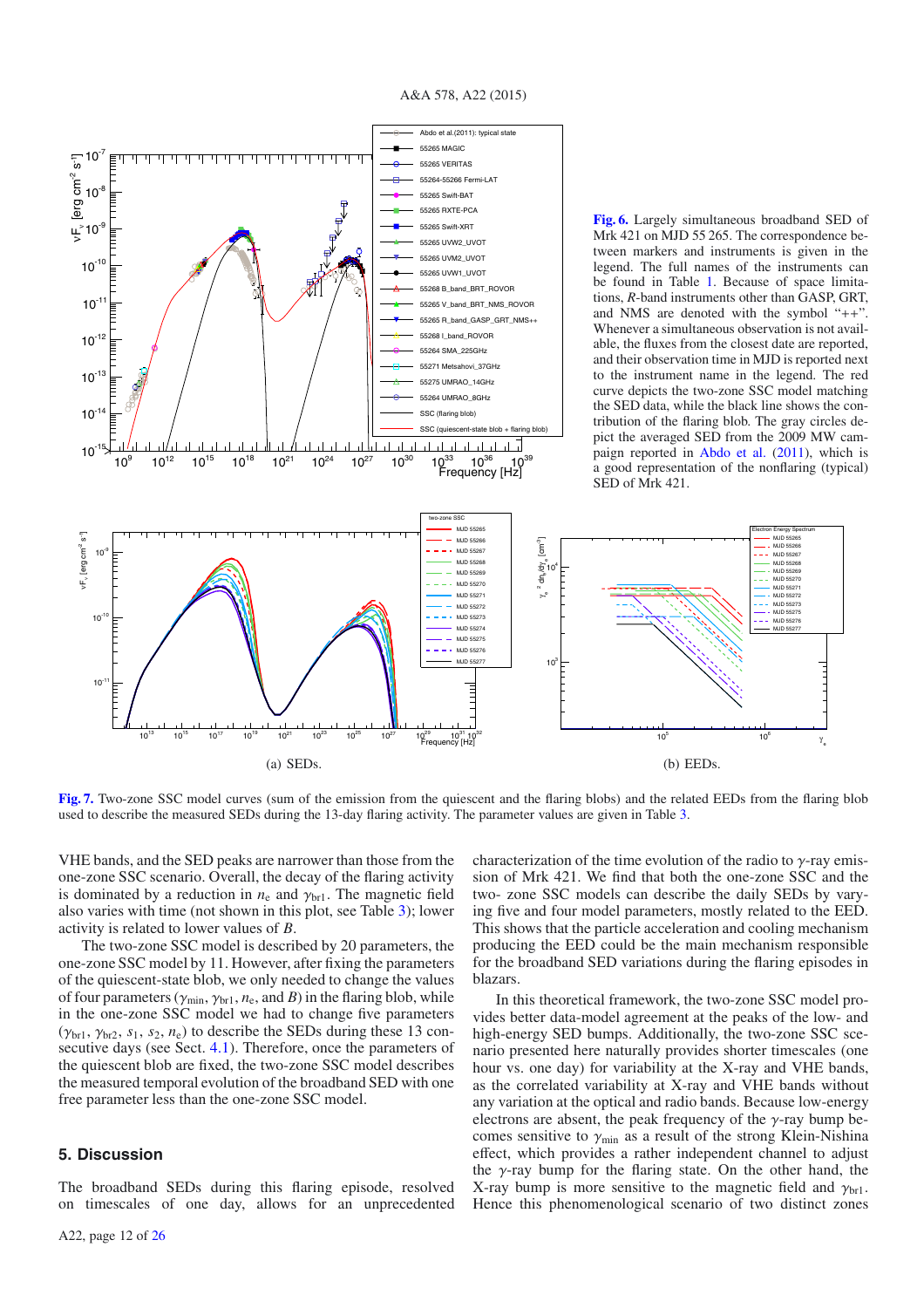**Fig. 6.** Largely simultaneous broadband SED of Mrk 421 on MJD 55 265. The correspondence between markers and instruments is given in the legend. The full names of the instruments can be found in Table 1. Because of space limitations, *R*-band instruments other than GASP, GRT, and NMS are denoted with the symbol "++". Whenever a simultaneous observation is not available, the fluxes from the closest date are reported, and their observation time in MJD is reported next to the instrument name in the legend. The red curve depicts the two-zone SSC model matching the SED data, while the black line shows the contribution of the flaring blob. The gray circles depict the averaged SED from the 2009 MW campaign reported in Abdo et al. (2011), which is a good representation of the nonflaring (typical) SED of Mrk 421.

(a) SEDs.

(b) EEDs.

**Fig. 7.** Two-zone SSC model curves (sum of the emission from the quiescent and the flaring blobs) and the related EEDs from the flaring blob used to describe the measured SEDs during the 13-day flaring activity. The parameter values are given in Table 3.

VHE bands, and the SED peaks are narrower than those from the one-zone SSC scenario. Overall, the decay of the flaring activity is dominated by a reduction in $n_e$ and $\gamma_{br1}$. The magnetic field also varies with time (not shown in this plot, see Table 3); lower activity is related to lower values of $B$.

The two-zone SSC model is described by 20 parameters, the one-zone SSC model by 11. However, after fixing the parameters of the quiescent-state blob, we only needed to change the values of four parameters ($\gamma_{min}$, $\gamma_{br1}$, $n_e$, and $B$) in the flaring blob, while in the one-zone SSC model we had to change five parameters ($\gamma_{br1}$, $\gamma_{br2}$, $s_1$, $s_2$, $n_e$) to describe the SEDs during these 13 consecutive days (see Sect. 4.1). Therefore, once the parameters of the quiescent blob are fixed, the two-zone SSC model describes the measured temporal evolution of the broadband SED with one free parameter less than the one-zone SSC model.

## 5. Discussion

The broadband SEDs during this flaring episode, resolved on timescales of one day, allows for an unprecedented characterization of the time evolution of the radio to $\gamma$-ray emission of Mrk 421. We find that both the one-zone SSC and the two- zone SSC models can describe the daily SEDs by varying five and four model parameters, mostly related to the EED. This shows that the particle acceleration and cooling mechanism producing the EED could be the main mechanism responsible for the broadband SED variations during the flaring episodes in blazars.

In this theoretical framework, the two-zone SSC model provides better data-model agreement at the peaks of the low- and high-energy SED bumps. Additionally, the two-zone SSC scenario presented here naturally provides shorter timescales (one hour vs. one day) for variability at the X-ray and VHE bands, as the correlated variability at X-ray and VHE bands without any variation at the optical and radio bands. Because low-energy electrons are absent, the peak frequency of the $\gamma$-ray bump becomes sensitive to $\gamma_{min}$ as a result of the strong Klein-Nishina effect, which provides a rather independent channel to adjust the $\gamma$-ray bump for the flaring state. On the other hand, the X-ray bump is more sensitive to the magnetic field and $\gamma_{br1}$. Hence this phenomenological scenario of two distinct zones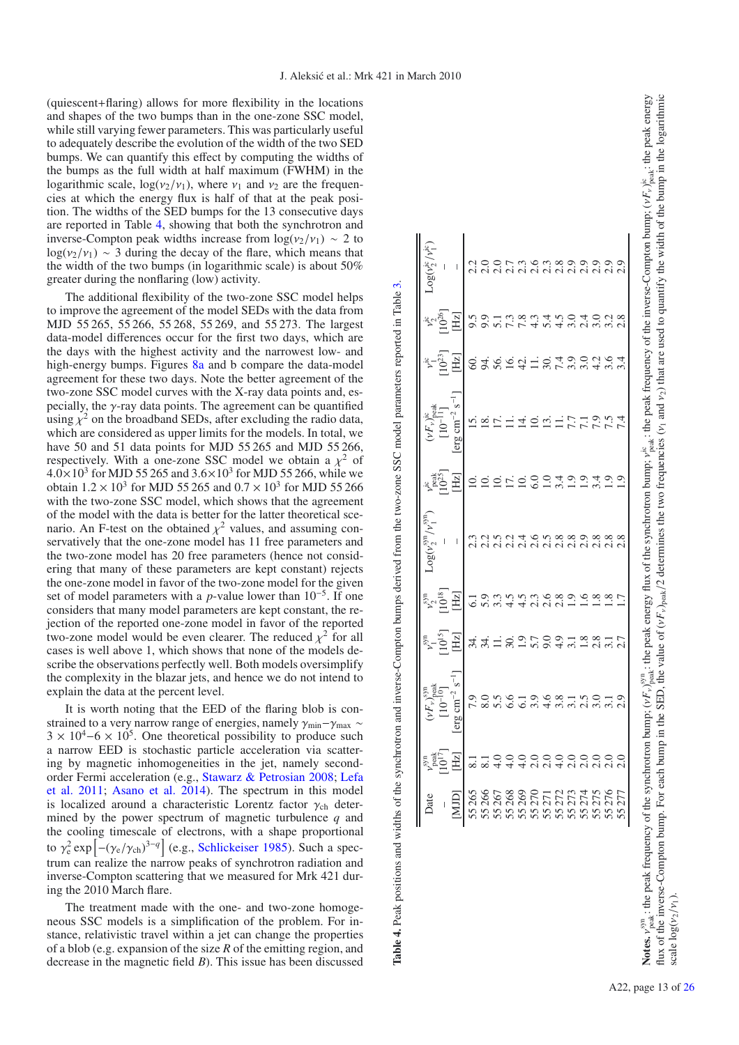(quiescent+flaring) allows for more flexibility in the locations and shapes of the two bumps than in the one-zone SSC model, while still varying fewer parameters. This was particularly useful to adequately describe the evolution of the width of the two SED bumps. We can quantify this effect by computing the widths of the bumps as the full width at half maximum (FWHM) in the logarithmic scale, $\log(\nu_2/\nu_1)$, where $\nu_1$ and $\nu_2$ are the frequencies at which the energy flux is half of that at the peak position. The widths of the SED bumps for the 13 consecutive days are reported in Table 4, showing that both the synchrotron and inverse-Compton peak widths increase from $\log(\nu_2/\nu_1) \sim 2$ to $\log(\nu_2/\nu_1) \sim 3$ during the decay of the flare, which means that the width of the two bumps (in logarithmic scale) is about 50% greater during the nonflaring (low) activity.

The additional flexibility of the two-zone SSC model helps to improve the agreement of the model SEDs with the data from MJD 55 265, 55 266, 55 268, 55 269, and 55 273. The largest data-model differences occur for the first two days, which are the days with the highest activity and the narrowest low- and high-energy bumps. Figures 8a and b compare the data-model agreement for these two days. Note the better agreement of the two-zone SSC model curves with the X-ray data points and, especially, the $\gamma$-ray data points. The agreement can be quantified using $\chi^2$ on the broadband SEDs, after excluding the radio data, which are considered as upper limits for the models. In total, we have 50 and 51 data points for MJD 55 265 and MJD 55 266, respectively. With a one-zone SSC model we obtain a $\chi^2$ of $4.0{\times}10^3$ for MJD 55 265 and $3.6{\times}10^3$ for MJD 55 266, while we obtain $1.2 \times 10^3$ for MJD 55 265 and $0.7 \times 10^3$ for MJD 55 266 with the two-zone SSC model, which shows that the agreement of the model with the data is better for the latter theoretical scenario. An F-test on the obtained $\chi^2$ values, and assuming conservatively that the one-zone model has 11 free parameters and the two-zone model has 20 free parameters (hence not considering that many of these parameters are kept constant) rejects the one-zone model in favor of the two-zone model for the given set of model parameters with a $p$-value lower than $10^{-5}$. If one considers that many model parameters are kept constant, the rejection of the reported one-zone model in favor of the reported two-zone model would be even clearer. The reduced $\chi^2$ for all cases is well above 1, which shows that none of the models describe the observations perfectly well. Both models oversimplify the complexity in the blazar jets, and hence we do not intend to explain the data at the percent level.

It is worth noting that the EED of the flaring blob is constrained to a very narrow range of energies, namely $\gamma_{\rm min}$–$\gamma_{\rm max} \sim 3 \times 10^4$–$6 \times 10^5$. One theoretical possibility to produce such a narrow EED is stochastic particle acceleration via scattering by magnetic inhomogeneities in the jet, namely second-order Fermi acceleration (e.g., Stawarz & Petrosian 2008; Lefa et al. 2011; Asano et al. 2014). The spectrum in this model is localized around a characteristic Lorentz factor $\gamma_{\rm ch}$ determined by the power spectrum of magnetic turbulence $q$ and the cooling timescale of electrons, with a shape proportional to $\gamma_e^2 \exp\left[-(\gamma_e/\gamma_{\rm ch})^{3-q}\right]$ (e.g., Schlickeiser 1985). Such a spectrum can realize the narrow peaks of synchrotron radiation and inverse-Compton scattering that we measured for Mrk 421 during the 2010 March flare.

The treatment made with the one- and two-zone homogeneous SSC models is a simplification of the problem. For instance, relativistic travel within a jet can change the properties of a blob (e.g. expansion of the size $R$ of the emitting region, and decrease in the magnetic field $B$). This issue has been discussed

**Table 4.** Peak positions and widths of the synchrotron and inverse-Compton bumps derived from the two-zone SSC model parameters reported in Table 3.

| Date | $\nu_{\rm peak}^{\rm syn}$ | $(\nu F_\nu)_{\rm peak}^{\rm syn}$ | $\nu_1^{\rm syn}$ | $\nu_2^{\rm syn}$ | $\mathrm{Log}(\nu_2^{\rm syn}/\nu_1^{\rm syn})$ | $\nu_{\rm peak}^{\rm ic}$ | $(\nu F_\nu)_{\rm peak}^{\rm ic}$ | $\nu_1^{\rm ic}$ | $\nu_2^{\rm ic}$ | $\mathrm{Log}(\nu_2^{\rm ic}/\nu_1^{\rm ic})$ |
|---|---|---|---|---|---|---|---|---|---|---|
| – | $[10^{17}]$ | $[10^{-10}]$ | $[10^{15}]$ | $[10^{18}]$ | – | $[10^{25}]$ | $[10^{-11}]$ | $[10^{23}]$ | $[10^{26}]$ | – |
| [MJD] | [Hz] | [erg cm$^{-2}$ s$^{-1}$] | [Hz] | [Hz] | – | [Hz] | [erg cm$^{-2}$ s$^{-1}$] | [Hz] | [Hz] | – |
| 55 265 | 8.1 | 7.9 | 34. | 6.1 | 2.3 | 10. | 15. | 60. | 9.5 | 2.2 |
| 55 266 | 8.1 | 8.0 | 34. | 5.9 | 2.2 | 10. | 18. | 94. | 9.9 | 2.0 |
| 55 267 | 4.0 | 5.5 | 11. | 3.3 | 2.5 | 10. | 17. | 56. | 5.1 | 2.0 |
| 55 268 | 4.0 | 6.6 | 30. | 4.5 | 2.2 | 17. | 11. | 16. | 7.3 | 2.7 |
| 55 269 | 4.0 | 6.1 | 1.9 | 4.5 | 2.4 | 10. | 14. | 42. | 7.8 | 2.3 |
| 55 270 | 2.0 | 3.9 | 5.7 | 2.3 | 2.6 | 6.0 | 10. | 11. | 4.3 | 2.6 |
| 55 271 | 2.0 | 4.6 | 9.0 | 2.6 | 2.5 | 1.0 | 13. | 30. | 5.4 | 2.3 |
| 55 272 | 4.0 | 3.8 | 4.9 | 2.8 | 2.8 | 3.4 | 11. | 7.4 | 4.5 | 2.8 |
| 55 273 | 2.0 | 3.1 | 3.1 | 1.9 | 2.8 | 1.9 | 7.7 | 3.9 | 3.0 | 2.9 |
| 55 274 | 2.0 | 2.5 | 1.8 | 1.6 | 2.9 | 1.9 | 7.1 | 3.0 | 2.4 | 2.9 |
| 55 275 | 2.0 | 3.0 | 2.8 | 1.8 | 2.8 | 3.4 | 7.9 | 4.2 | 3.0 | 2.9 |
| 55 276 | 2.0 | 3.1 | 3.1 | 1.8 | 2.8 | 1.9 | 7.5 | 3.6 | 3.2 | 2.9 |
| 55 277 | 2.0 | 2.9 | 2.7 | 1.7 | 2.8 | 1.9 | 7.4 | 3.4 | 2.8 | 2.9 |

**Notes.** $\nu_{\rm peak}^{\rm syn}$: the peak frequency of the synchrotron bump; $(\nu F_\nu)_{\rm peak}^{\rm syn}$: the peak energy flux of the synchrotron bump; $\nu_{\rm peak}^{\rm ic}$: the peak frequency of the inverse-Compton bump; $(\nu F_\nu)_{\rm peak}^{\rm ic}$: the peak energy flux of the inverse-Compton bump. For each bump in the SED, the value of $(\nu F_\nu)_{\rm peak}/2$ determines the two frequencies ($\nu_1$ and $\nu_2$) that are used to quantify the width of the bump in the logarithmic scale $\log(\nu_2/\nu_1)$.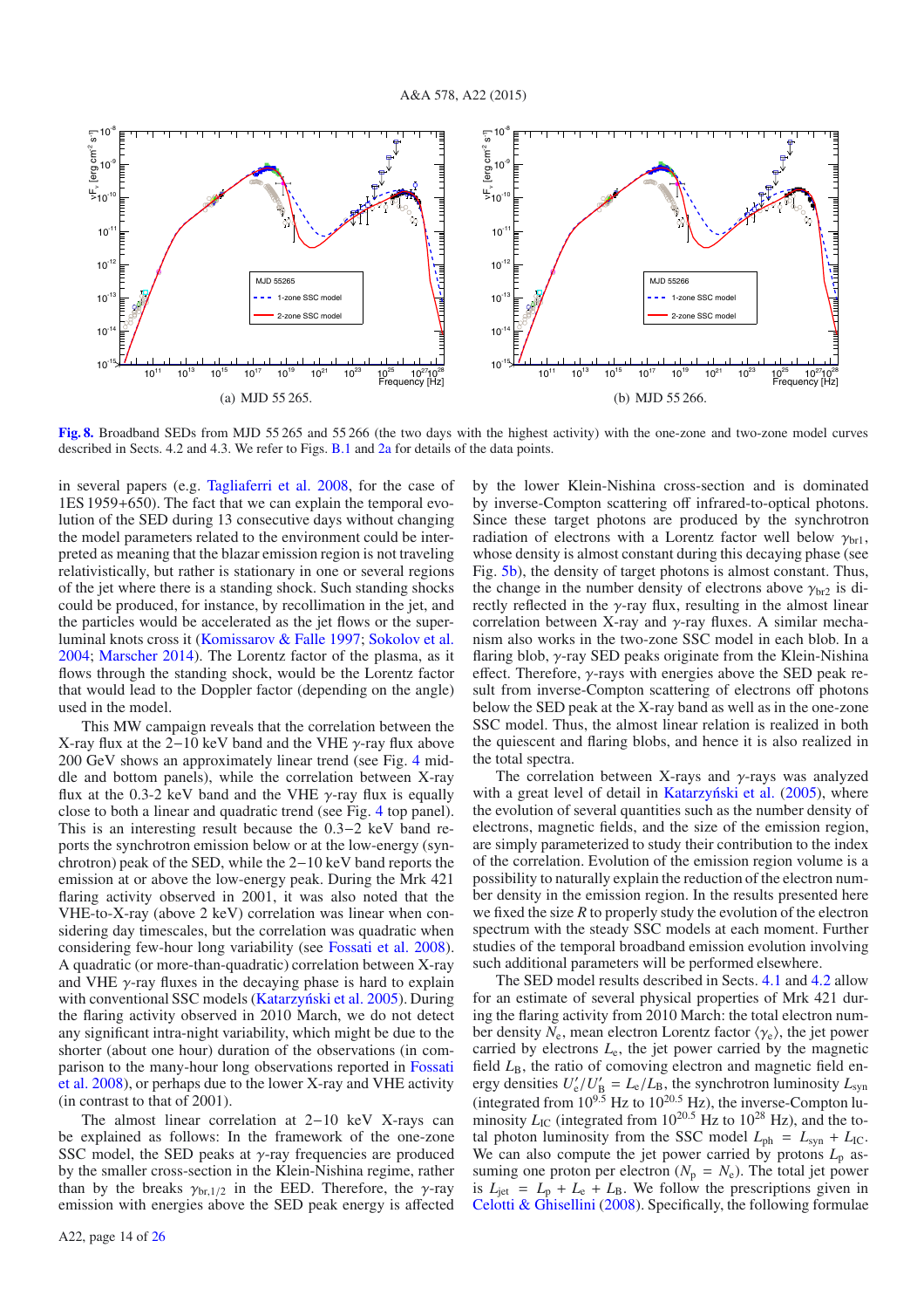(a) MJD 55 265.

(b) MJD 55 266.

**Fig. 8.** Broadband SEDs from MJD 55 265 and 55 266 (the two days with the highest activity) with the one-zone and two-zone model curves described in Sects. 4.2 and 4.3. We refer to Figs. B.1 and 2a for details of the data points.

in several papers (e.g. Tagliaferri et al. 2008, for the case of 1ES 1959+650). The fact that we can explain the temporal evolution of the SED during 13 consecutive days without changing the model parameters related to the environment could be interpreted as meaning that the blazar emission region is not traveling relativistically, but rather is stationary in one or several regions of the jet where there is a standing shock. Such standing shocks could be produced, for instance, by recollimation in the jet, and the particles would be accelerated as the jet flows or the superluminal knots cross it (Komissarov & Falle 1997; Sokolov et al. 2004; Marscher 2014). The Lorentz factor of the plasma, as it flows through the standing shock, would be the Lorentz factor that would lead to the Doppler factor (depending on the angle) used in the model.

This MW campaign reveals that the correlation between the X-ray flux at the 2−10 keV band and the VHE $\gamma$-ray flux above 200 GeV shows an approximately linear trend (see Fig. 4 middle and bottom panels), while the correlation between X-ray flux at the 0.3-2 keV band and the VHE $\gamma$-ray flux is equally close to both a linear and quadratic trend (see Fig. 4 top panel). This is an interesting result because the 0.3−2 keV band reports the synchrotron emission below or at the low-energy (synchrotron) peak of the SED, while the 2−10 keV band reports the emission at or above the low-energy peak. During the Mrk 421 flaring activity observed in 2001, it was also noted that the VHE-to-X-ray (above 2 keV) correlation was linear when considering day timescales, but the correlation was quadratic when considering few-hour long variability (see Fossati et al. 2008). A quadratic (or more-than-quadratic) correlation between X-ray and VHE $\gamma$-ray fluxes in the decaying phase is hard to explain with conventional SSC models (Katarzyński et al. 2005). During the flaring activity observed in 2010 March, we do not detect any significant intra-night variability, which might be due to the shorter (about one hour) duration of the observations (in comparison to the many-hour long observations reported in Fossati et al. 2008), or perhaps due to the lower X-ray and VHE activity (in contrast to that of 2001).

The almost linear correlation at 2−10 keV X-rays can be explained as follows: In the framework of the one-zone SSC model, the SED peaks at $\gamma$-ray frequencies are produced by the smaller cross-section in the Klein-Nishina regime, rather than by the breaks $\gamma_{\rm br,1/2}$ in the EED. Therefore, the $\gamma$-ray emission with energies above the SED peak energy is affected by the lower Klein-Nishina cross-section and is dominated by inverse-Compton scattering off infrared-to-optical photons. Since these target photons are produced by the synchrotron radiation of electrons with a Lorentz factor well below $\gamma_{\rm br1}$, whose density is almost constant during this decaying phase (see Fig. 5b), the density of target photons is almost constant. Thus, the change in the number density of electrons above $\gamma_{\rm br2}$ is directly reflected in the $\gamma$-ray flux, resulting in the almost linear correlation between X-ray and $\gamma$-ray fluxes. A similar mechanism also works in the two-zone SSC model in each blob. In a flaring blob, $\gamma$-ray SED peaks originate from the Klein-Nishina effect. Therefore, $\gamma$-rays with energies above the SED peak result from inverse-Compton scattering of electrons off photons below the SED peak at the X-ray band as well as in the one-zone SSC model. Thus, the almost linear relation is realized in both the quiescent and flaring blobs, and hence it is also realized in the total spectra.

The correlation between X-rays and $\gamma$-rays was analyzed with a great level of detail in Katarzyński et al. (2005), where the evolution of several quantities such as the number density of electrons, magnetic fields, and the size of the emission region, are simply parameterized to study their contribution to the index of the correlation. Evolution of the emission region volume is a possibility to naturally explain the reduction of the electron number density in the emission region. In the results presented here we fixed the size $R$ to properly study the evolution of the electron spectrum with the steady SSC models at each moment. Further studies of the temporal broadband emission evolution involving such additional parameters will be performed elsewhere.

The SED model results described in Sects. 4.1 and 4.2 allow for an estimate of several physical properties of Mrk 421 during the flaring activity from 2010 March: the total electron number density $N_{\rm e}$, mean electron Lorentz factor $\langle\gamma_{\rm e}\rangle$, the jet power carried by electrons $L_{\rm e}$, the jet power carried by the magnetic field $L_{\rm B}$, the ratio of comoving electron and magnetic field energy densities $U'_{\rm e}/U'_{\rm B} = L_{\rm e}/L_{\rm B}$, the synchrotron luminosity $L_{\rm syn}$ (integrated from $10^{9.5}$ Hz to $10^{20.5}$ Hz), the inverse-Compton luminosity $L_{\rm IC}$ (integrated from $10^{20.5}$ Hz to $10^{28}$ Hz), and the total photon luminosity from the SSC model $L_{\rm ph} = L_{\rm syn} + L_{\rm IC}$. We can also compute the jet power carried by protons $L_{\rm p}$ assuming one proton per electron ($N_{\rm p} = N_{\rm e}$). The total jet power is $L_{\rm jet} = L_{\rm p} + L_{\rm e} + L_{\rm B}$. We follow the prescriptions given in Celotti & Ghisellini (2008). Specifically, the following formulae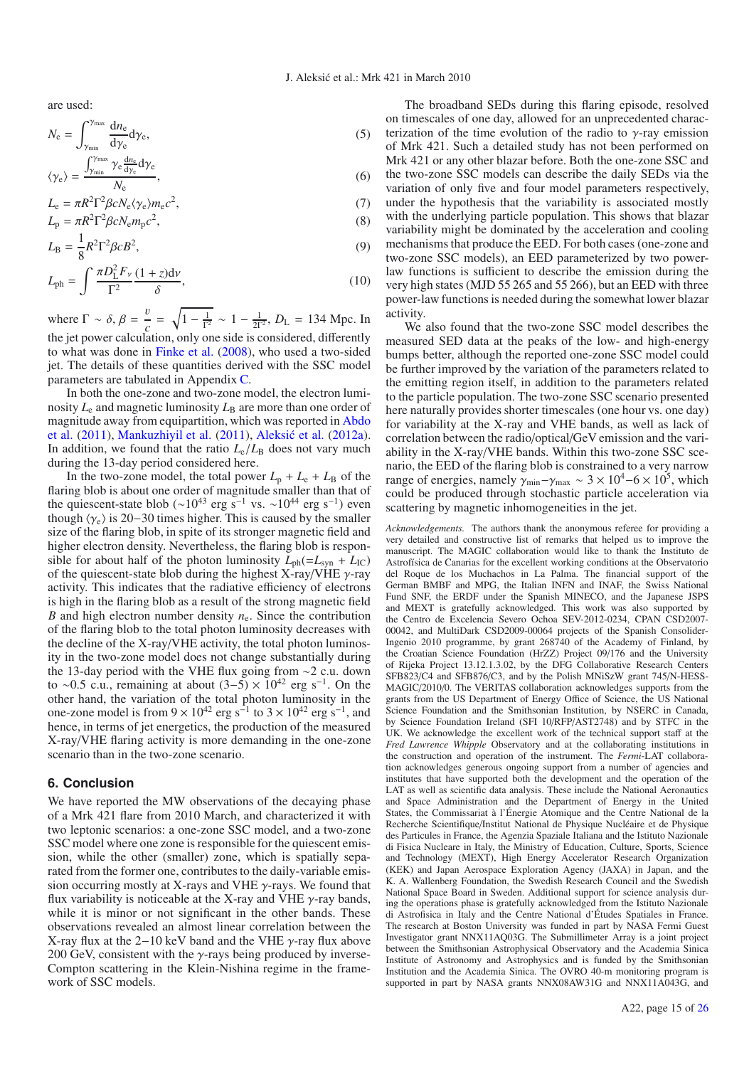are used:

$$N_e = \int_{\gamma_{\min}}^{\gamma_{\max}} \frac{dn_e}{d\gamma_e} d\gamma_e, \tag{5}$$

$$\langle\gamma_e\rangle = \frac{\int_{\gamma_{\min}}^{\gamma_{\max}} \gamma_e \frac{dn_e}{d\gamma_e} d\gamma_e}{N_e}, \tag{6}$$

$$L_e = \pi R^2 \Gamma^2 \beta c N_e \langle\gamma_e\rangle m_e c^2, \tag{7}$$

$$L_p = \pi R^2 \Gamma^2 \beta c N_e m_p c^2, \tag{8}$$

$$L_B = \frac{1}{8} R^2 \Gamma^2 \beta c B^2, \tag{9}$$

$$L_{ph} = \int \frac{\pi D_L^2 F_\nu}{\Gamma^2} \frac{(1+z) d\nu}{\delta}, \tag{10}$$

where $\Gamma \sim \delta$, $\beta = \frac{v}{c} = \sqrt{1 - \frac{1}{\Gamma^2}} \sim 1 - \frac{1}{2\Gamma^2}$, $D_L = 134$ Mpc. In the jet power calculation, only one side is considered, differently to what was done in Finke et al. (2008), who used a two-sided jet. The details of these quantities derived with the SSC model parameters are tabulated in Appendix C.

In both the one-zone and two-zone model, the electron luminosity $L_e$ and magnetic luminosity $L_B$ are more than one order of magnitude away from equipartition, which was reported in Abdo et al. (2011), Mankuzhiyil et al. (2011), Aleksić et al. (2012a). In addition, we found that the ratio $L_e/L_B$ does not vary much during the 13-day period considered here.

In the two-zone model, the total power $L_p + L_e + L_B$ of the flaring blob is about one order of magnitude smaller than that of the quiescent-state blob ($\sim 10^{43}$ erg s$^{-1}$ vs. $\sim 10^{44}$ erg s$^{-1}$) even though $\langle\gamma_e\rangle$ is 20−30 times higher. This is caused by the smaller size of the flaring blob, in spite of its stronger magnetic field and higher electron density. Nevertheless, the flaring blob is responsible for about half of the photon luminosity $L_{ph}(=L_{syn} + L_{IC})$ of the quiescent-state blob during the highest X-ray/VHE $\gamma$-ray activity. This indicates that the radiative efficiency of electrons is high in the flaring blob as a result of the strong magnetic field $B$ and high electron number density $n_e$. Since the contribution of the flaring blob to the total photon luminosity decreases with the decline of the X-ray/VHE activity, the total photon luminosity in the two-zone model does not change substantially during the 13-day period with the VHE flux going from $\sim$2 c.u. down to $\sim$0.5 c.u., remaining at about $(3-5) \times 10^{42}$ erg s$^{-1}$. On the other hand, the variation of the total photon luminosity in the one-zone model is from $9 \times 10^{42}$ erg s$^{-1}$ to $3 \times 10^{42}$ erg s$^{-1}$, and hence, in terms of jet energetics, the production of the measured X-ray/VHE flaring activity is more demanding in the one-zone scenario than in the two-zone scenario.

## 6. Conclusion

We have reported the MW observations of the decaying phase of a Mrk 421 flare from 2010 March, and characterized it with two leptonic scenarios: a one-zone SSC model, and a two-zone SSC model where one zone is responsible for the quiescent emission, while the other (smaller) zone, which is spatially separated from the former one, contributes to the daily-variable emission occurring mostly at X-rays and VHE $\gamma$-rays. We found that flux variability is noticeable at the X-ray and VHE $\gamma$-ray bands, while it is minor or not significant in the other bands. These observations revealed an almost linear correlation between the X-ray flux at the 2−10 keV band and the VHE $\gamma$-ray flux above 200 GeV, consistent with the $\gamma$-rays being produced by inverse-Compton scattering in the Klein-Nishina regime in the framework of SSC models.

The broadband SEDs during this flaring episode, resolved on timescales of one day, allowed for an unprecedented characterization of the time evolution of the radio to $\gamma$-ray emission of Mrk 421. Such a detailed study has not been performed on Mrk 421 or any other blazar before. Both the one-zone SSC and the two-zone SSC models can describe the daily SEDs via the variation of only five and four model parameters respectively, under the hypothesis that the variability is associated mostly with the underlying particle population. This shows that blazar variability might be dominated by the acceleration and cooling mechanisms that produce the EED. For both cases (one-zone and two-zone SSC models), an EED parameterized by two power-law functions is sufficient to describe the emission during the very high states (MJD 55 265 and 55 266), but an EED with three power-law functions is needed during the somewhat lower blazar activity.

We also found that the two-zone SSC model describes the measured SED data at the peaks of the low- and high-energy bumps better, although the reported one-zone SSC model could be further improved by the variation of the parameters related to the emitting region itself, in addition to the parameters related to the particle population. The two-zone SSC scenario presented here naturally provides shorter timescales (one hour vs. one day) for variability at the X-ray and VHE bands, as well as lack of correlation between the radio/optical/GeV emission and the variability in the X-ray/VHE bands. Within this two-zone SSC scenario, the EED of the flaring blob is constrained to a very narrow range of energies, namely $\gamma_{\min}-\gamma_{\max} \sim 3 \times 10^4 - 6 \times 10^5$, which could be produced through stochastic particle acceleration via scattering by magnetic inhomogeneities in the jet.

*Acknowledgements.* The authors thank the anonymous referee for providing a very detailed and constructive list of remarks that helped us to improve the manuscript. The MAGIC collaboration would like to thank the Instituto de Astrofísica de Canarias for the excellent working conditions at the Observatorio del Roque de los Muchachos in La Palma. The financial support of the German BMBF and MPG, the Italian INFN and INAF, the Swiss National Fund SNF, the ERDF under the Spanish MINECO, and the Japanese JSPS and MEXT is gratefully acknowledged. This work was also supported by the Centro de Excelencia Severo Ochoa SEV-2012-0234, CPAN CSD2007-00042, and MultiDark CSD2009-00064 projects of the Spanish Consolider-Ingenio 2010 programme, by grant 268740 of the Academy of Finland, by the Croatian Science Foundation (HrZZ) Project 09/176 and the University of Rijeka Project 13.12.1.3.02, by the DFG Collaborative Research Centers SFB823/C4 and SFB876/C3, and by the Polish MNiSzW grant 745/N-HESS-MAGIC/2010/0. The VERITAS collaboration acknowledges supports from the grants from the US Department of Energy Office of Science, the US National Science Foundation and the Smithsonian Institution, by NSERC in Canada, by Science Foundation Ireland (SFI 10/RFP/AST2748) and by STFC in the UK. We acknowledge the excellent work of the technical support staff at the *Fred Lawrence Whipple* Observatory and at the collaborating institutions in the construction and operation of the instrument. The *Fermi*-LAT collaboration acknowledges generous ongoing support from a number of agencies and institutes that have supported both the development and the operation of the LAT as well as scientific data analysis. These include the National Aeronautics and Space Administration and the Department of Energy in the United States, the Commissariat à l'Énergie Atomique and the Centre National de la Recherche Scientifique/Institut National de Physique Nucléaire et de Physique des Particules in France, the Agenzia Spaziale Italiana and the Istituto Nazionale di Fisica Nucleare in Italy, the Ministry of Education, Culture, Sports, Science and Technology (MEXT), High Energy Accelerator Research Organization (KEK) and Japan Aerospace Exploration Agency (JAXA) in Japan, and the K. A. Wallenberg Foundation, the Swedish Research Council and the Swedish National Space Board in Sweden. Additional support for science analysis during the operations phase is gratefully acknowledged from the Istituto Nazionale di Astrofisica in Italy and the Centre National d'Études Spatiales in France. The research at Boston University was funded in part by NASA Fermi Guest Investigator grant NNX11AQ03G. The Submillimeter Array is a joint project between the Smithsonian Astrophysical Observatory and the Academia Sinica Institute of Astronomy and Astrophysics and is funded by the Smithsonian Institution and the Academia Sinica. The OVRO 40-m monitoring program is supported in part by NASA grants NNX08AW31G and NNX11A043G, and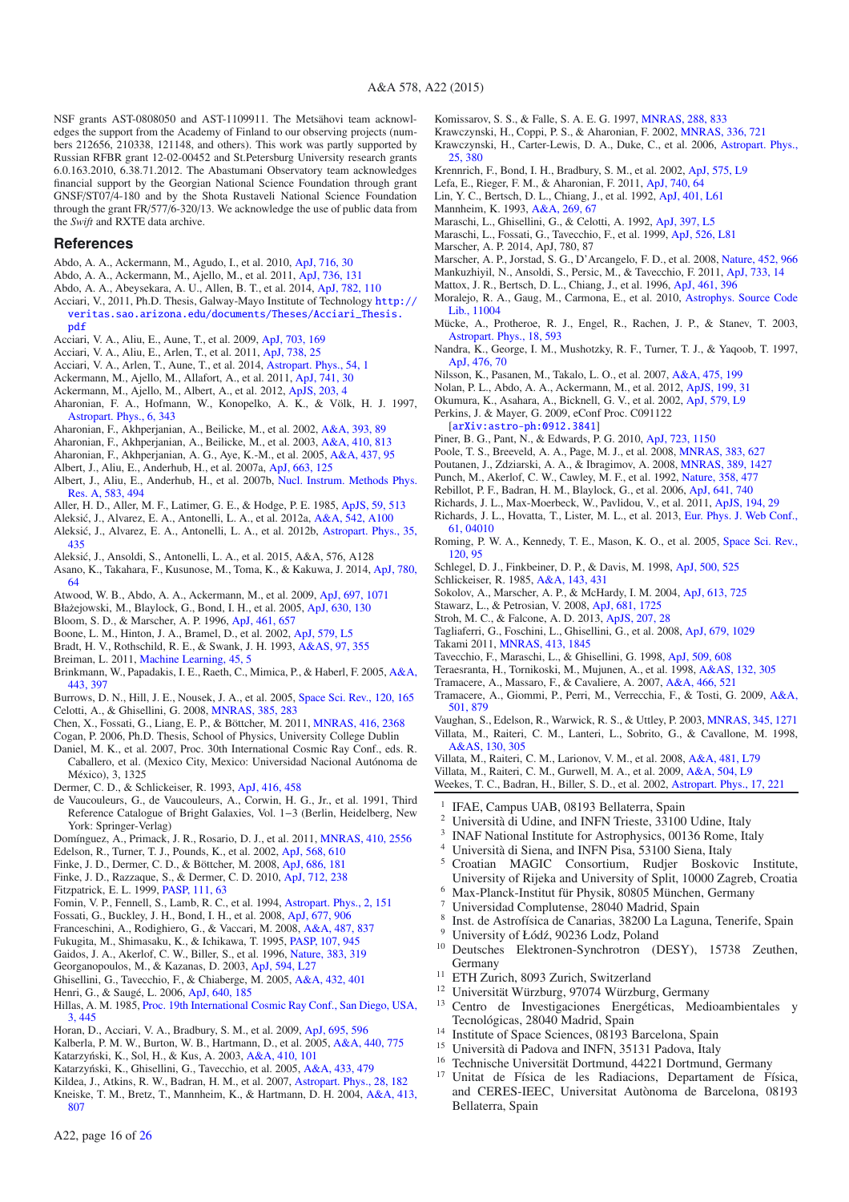NSF grants AST-0808050 and AST-1109911. The Metsähovi team acknowledges the support from the Academy of Finland to our observing projects (numbers 212656, 210338, 121148, and others). This work was partly supported by Russian RFBR grant 12-02-00452 and St.Petersburg University research grants 6.0.163.2010, 6.38.71.2012. The Abastumani Observatory team acknowledges financial support by the Georgian National Science Foundation through grant GNSF/ST07/4-180 and by the Shota Rustaveli National Science Foundation through the grant FR/577/6-320/13. We acknowledge the use of public data from the *Swift* and RXTE data archive.

## References

Abdo, A. A., Ackermann, M., Agudo, I., et al. 2010, ApJ, 716, 30
Abdo, A. A., Ackermann, M., Ajello, M., et al. 2011, ApJ, 736, 131
Abdo, A. A., Abeysekara, A. U., Allen, B. T., et al. 2014, ApJ, 782, 110
Acciari, V., 2011, Ph.D. Thesis, Galway-Mayo Institute of Technology http://veritas.sao.arizona.edu/documents/Theses/Acciari_Thesis.pdf
Acciari, V. A., Aliu, E., Aune, T., et al. 2009, ApJ, 703, 169
Acciari, V. A., Aliu, E., Arlen, T., et al. 2011, ApJ, 738, 25
Acciari, V. A., Arlen, T., Aune, T., et al. 2014, Astropart. Phys., 54, 1
Ackermann, M., Ajello, M., Allafort, A., et al. 2011, ApJ, 741, 30
Ackermann, M., Ajello, M., Albert, A., et al. 2012, ApJS, 203, 4
Aharonian, F. A., Hofmann, W., Konopelko, A. K., & Völk, H. J. 1997, Astropart. Phys., 6, 343
Aharonian, F., Akhperjanian, A., Beilicke, M., et al. 2002, A&A, 393, 89
Aharonian, F., Akhperjanian, A., Beilicke, M., et al. 2003, A&A, 410, 813
Aharonian, F., Akhperjanian, A. G., Aye, K.-M., et al. 2005, A&A, 437, 95
Albert, J., Aliu, E., Anderhub, H., et al. 2007a, ApJ, 663, 125
Albert, J., Aliu, E., Anderhub, H., et al. 2007b, Nucl. Instrum. Methods Phys. Res. A, 583, 494
Aller, H. D., Aller, M. F., Latimer, G. E., & Hodge, P. E. 1985, ApJS, 59, 513
Aleksić, J., Alvarez, E. A., Antonelli, L. A., et al. 2012a, A&A, 542, A100
Aleksić, J., Alvarez, E. A., Antonelli, L. A., et al. 2012b, Astropart. Phys., 35, 435
Aleksić, J., Ansoldi, S., Antonelli, L. A., et al. 2015, A&A, 576, A128
Asano, K., Takahara, F., Kusunose, M., Toma, K., & Kakuwa, J. 2014, ApJ, 780, 64
Atwood, W. B., Abdo, A. A., Ackermann, M., et al. 2009, ApJ, 697, 1071
Błażejowski, M., Blaylock, G., Bond, I. H., et al. 2005, ApJ, 630, 130
Bloom, S. D., & Marscher, A. P. 1996, ApJ, 461, 657
Boone, L. M., Hinton, J. A., Bramel, D., et al. 2002, ApJ, 579, L5
Bradt, H. V., Rothschild, R. E., & Swank, J. H. 1993, A&AS, 97, 355
Breiman, L. 2011, Machine Learning, 45, 5
Brinkmann, W., Papadakis, I. E., Raeth, C., Mimica, P., & Haberl, F. 2005, A&A, 443, 397
Burrows, D. N., Hill, J. E., Nousek, J. A., et al. 2005, Space Sci. Rev., 120, 165
Celotti, A., & Ghisellini, G. 2008, MNRAS, 385, 283
Chen, X., Fossati, G., Liang, E. P., & Böttcher, M. 2011, MNRAS, 416, 2368
Cogan, P. 2006, Ph.D. Thesis, School of Physics, University College Dublin
Daniel, M. K., et al. 2007, Proc. 30th International Cosmic Ray Conf., eds. R. Caballero, et al. (Mexico City, Mexico: Universidad Nacional Autónoma de México), 3, 1325
Dermer, C. D., & Schlickeiser, R. 1993, ApJ, 416, 458
de Vaucouleurs, G., de Vaucouleurs, A., Corwin, H. G., Jr., et al. 1991, Third Reference Catalogue of Bright Galaxies, Vol. 1–3 (Berlin, Heidelberg, New York: Springer-Verlag)
Domínguez, A., Primack, J. R., Rosario, D. J., et al. 2011, MNRAS, 410, 2556
Edelson, R., Turner, T. J., Pounds, K., et al. 2002, ApJ, 568, 610
Finke, J. D., Dermer, C. D., & Böttcher, M. 2008, ApJ, 686, 181
Finke, J. D., Razzaque, S., & Dermer, C. D. 2010, ApJ, 712, 238
Fitzpatrick, E. L. 1999, PASP, 111, 63
Fomin, V. P., Fennell, S., Lamb, R. C., et al. 1994, Astropart. Phys., 2, 151
Fossati, G., Buckley, J. H., Bond, I. H., et al. 2008, ApJ, 677, 906
Franceschini, A., Rodighiero, G., & Vaccari, M. 2008, A&A, 487, 837
Fukugita, M., Shimasaku, K., & Ichikawa, T. 1995, PASP, 107, 945
Gaidos, J. A., Akerlof, C. W., Biller, S., et al. 1996, Nature, 383, 319
Georganopoulos, M., & Kazanas, D. 2003, ApJ, 594, L27
Ghisellini, G., Tavecchio, F., & Chiaberge, M. 2005, A&A, 432, 401
Henri, G., & Saugé, L. 2006, ApJ, 640, 185
Hillas, A. M. 1985, Proc. 19th International Cosmic Ray Conf., San Diego, USA, 3, 445
Horan, D., Acciari, V. A., Bradbury, S. M., et al. 2009, ApJ, 695, 596
Kalberla, P. M. W., Burton, W. B., Hartmann, D., et al. 2005, A&A, 440, 775
Katarzyński, K., Sol, H., & Kus, A. 2003, A&A, 410, 101
Katarzyński, K., Ghisellini, G., Tavecchio, F., et al. 2005, A&A, 433, 479
Kildea, J., Atkins, R. W., Badran, H. M., et al. 2007, Astropart. Phys., 28, 182
Kneiske, T. M., Bretz, T., Mannheim, K., & Hartmann, D. H. 2004, A&A, 413, 807
Komissarov, S. S., & Falle, S. A. E. G. 1997, MNRAS, 288, 833
Krawczynski, H., Coppi, P. S., & Aharonian, F. 2002, MNRAS, 336, 721
Krawczynski, H., Carter-Lewis, D. A., Duke, C., et al. 2006, Astropart. Phys., 25, 380
Krennrich, F., Bond, I. H., Bradbury, S. M., et al. 2002, ApJ, 575, L9
Lefa, E., Rieger, F. M., & Aharonian, F. 2011, ApJ, 740, 64
Lin, Y. C., Bertsch, D. L., Chiang, J., et al. 1992, ApJ, 401, L61
Mannheim, K. 1993, A&A, 269, 67
Maraschi, L., Ghisellini, G., & Celotti, A. 1992, ApJ, 397, L5
Maraschi, L., Fossati, G., Tavecchio, F., et al. 1999, ApJ, 526, L81
Marscher, A. P. 2014, ApJ, 780, 87
Marscher, A. P., Jorstad, S. G., D'Arcangelo, F. D., et al. 2008, Nature, 452, 966
Mankuzhiyil, N., Ansoldi, S., Persic, M., & Tavecchio, F. 2011, ApJ, 733, 14
Mattox, J. R., Bertsch, D. L., Chiang, J., et al. 1996, ApJ, 461, 396
Moralejo, R. A., Gaug, M., Carmona, E., et al. 2010, Astrophys. Source Code Lib., 11004
Mücke, A., Protheroe, R. J., Engel, R., Rachen, J. P., & Stanev, T. 2003, Astropart. Phys., 18, 593
Nandra, K., George, I. M., Mushotzky, R. F., Turner, T. J., & Yaqoob, T. 1997, ApJ, 476, 70
Nilsson, K., Pasanen, M., Takalo, L. O., et al. 2007, A&A, 475, 199
Nolan, P. L., Abdo, A. A., Ackermann, M., et al. 2012, ApJS, 199, 31
Okumura, K., Asahara, A., Bicknell, G. V., et al. 2002, ApJ, 579, L9
Perkins, J. & Mayer, G. 2009, eConf Proc. C091122 [arXiv:astro-ph:0912.3841]
Piner, B. G., Pant, N., & Edwards, P. G. 2010, ApJ, 723, 1150
Poole, T. S., Breeveld, A. A., Page, M. J., et al. 2008, MNRAS, 383, 627
Poutanen, J., Zdziarski, A. A., & Ibragimov, A. 2008, MNRAS, 389, 1427
Punch, M., Akerlof, C. W., Cawley, M. F., et al. 1992, Nature, 358, 477
Rebillot, P. F., Badran, H. M., Blaylock, G., et al. 2006, ApJ, 641, 740
Richards, J. L., Max-Moerbeck, W., Pavlidou, V., et al. 2011, ApJS, 194, 29
Richards, J. L., Hovatta, T., Lister, M. L., et al. 2013, Eur. Phys. J. Web Conf., 61, 04010
Roming, P. W. A., Kennedy, T. E., Mason, K. O., et al. 2005, Space Sci. Rev., 120, 95
Schlegel, D. J., Finkbeiner, D. P., & Davis, M. 1998, ApJ, 500, 525
Schlickeiser, R. 1985, A&A, 143, 431
Sokolov, A., Marscher, A. P., & McHardy, I. M. 2004, ApJ, 613, 725
Stawarz, L., & Petrosian, V. 2008, ApJ, 681, 1725
Stroh, M. C., & Falcone, A. D. 2013, ApJS, 207, 28
Tagliaferri, G., Foschini, L., Ghisellini, G., et al. 2008, ApJ, 679, 1029
Takami 2011, MNRAS, 413, 1845
Tavecchio, F., Maraschi, L., & Ghisellini, G. 1998, ApJ, 509, 608
Teraesranta, H., Tornikoski, M., Mujunen, A., et al. 1998, A&AS, 132, 305
Tramacere, A., Massaro, F., & Cavaliere, A. 2007, A&A, 466, 521
Tramacere, A., Giommi, P., Perri, M., Verrecchia, F., & Tosti, G. 2009, A&A, 501, 879
Vaughan, S., Edelson, R., Warwick, R. S., & Uttley, P. 2003, MNRAS, 345, 1271
Villata, M., Raiteri, C. M., Lanteri, L., Sobrito, G., & Cavallone, M. 1998, A&AS, 130, 305
Villata, M., Raiteri, C. M., Larionov, V. M., et al. 2008, A&A, 481, L79
Villata, M., Raiteri, C. M., Gurwell, M. A., et al. 2009, A&A, 504, L9
Weekes, T. C., Badran, H., Biller, S. D., et al. 2002, Astropart. Phys., 17, 221

---

[1] IFAE, Campus UAB, 08193 Bellaterra, Spain
[2] Università di Udine, and INFN Trieste, 33100 Udine, Italy
[3] INAF National Institute for Astrophysics, 00136 Rome, Italy
[4] Università di Siena, and INFN Pisa, 53100 Siena, Italy
[5] Croatian MAGIC Consortium, Rudjer Boskovic Institute, University of Rijeka and University of Split, 10000 Zagreb, Croatia
[6] Max-Planck-Institut für Physik, 80805 München, Germany
[7] Universidad Complutense, 28040 Madrid, Spain
[8] Inst. de Astrofísica de Canarias, 38200 La Laguna, Tenerife, Spain
[9] University of Łódź, 90236 Lodz, Poland
[10] Deutsches Elektronen-Synchrotron (DESY), 15738 Zeuthen, Germany
[11] ETH Zurich, 8093 Zurich, Switzerland
[12] Universität Würzburg, 97074 Würzburg, Germany
[13] Centro de Investigaciones Energéticas, Medioambientales y Tecnológicas, 28040 Madrid, Spain
[14] Institute of Space Sciences, 08193 Barcelona, Spain
[15] Università di Padova and INFN, 35131 Padova, Italy
[16] Technische Universität Dortmund, 44221 Dortmund, Germany
[17] Unitat de Física de les Radiacions, Departament de Física, and CERES-IEEC, Universitat Autònoma de Barcelona, 08193 Bellaterra, Spain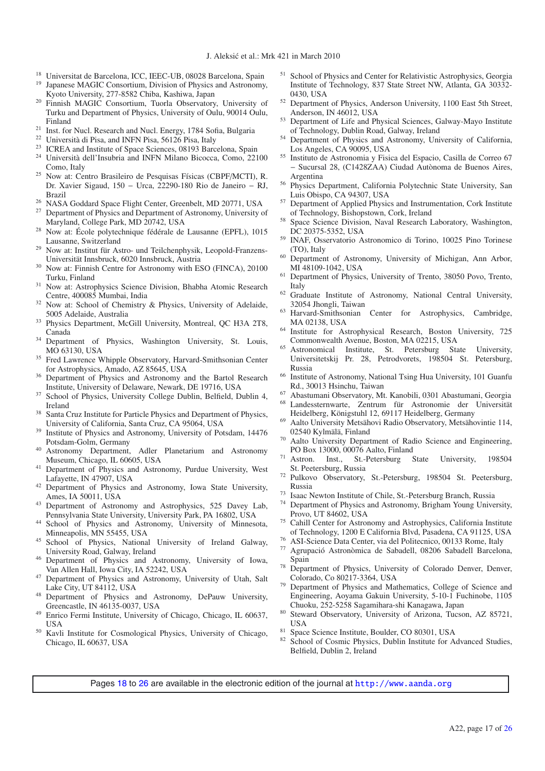[18] Universitat de Barcelona, ICC, IEEC-UB, 08028 Barcelona, Spain

[19] Japanese MAGIC Consortium, Division of Physics and Astronomy, Kyoto University, 277-8582 Chiba, Kashiwa, Japan

[20] Finnish MAGIC Consortium, Tuorla Observatory, University of Turku and Department of Physics, University of Oulu, 90014 Oulu, Finland

[21] Inst. for Nucl. Research and Nucl. Energy, 1784 Sofia, Bulgaria

[22] Università di Pisa, and INFN Pisa, 56126 Pisa, Italy

[23] ICREA and Institute of Space Sciences, 08193 Barcelona, Spain

[24] Università dell'Insubria and INFN Milano Bicocca, Como, 22100 Como, Italy

[25] Now at: Centro Brasileiro de Pesquisas Físicas (CBPF/MCTI), R. Dr. Xavier Sigaud, 150 – Urca, 22290-180 Rio de Janeiro – RJ, Brazil

[26] NASA Goddard Space Flight Center, Greenbelt, MD 20771, USA

[27] Department of Physics and Department of Astronomy, University of Maryland, College Park, MD 20742, USA

[28] Now at: École polytechnique fédérale de Lausanne (EPFL), 1015 Lausanne, Switzerland

[29] Now at: Institut für Astro- und Teilchenphysik, Leopold-Franzens-Universität Innsbruck, 6020 Innsbruck, Austria

[30] Now at: Finnish Centre for Astronomy with ESO (FINCA), 20100 Turku, Finland

[31] Now at: Astrophysics Science Division, Bhabha Atomic Research Centre, 400085 Mumbai, India

[32] Now at: School of Chemistry & Physics, University of Adelaide, 5005 Adelaide, Australia

[33] Physics Department, McGill University, Montreal, QC H3A 2T8, Canada

[34] Department of Physics, Washington University, St. Louis, MO 63130, USA

[35] Fred Lawrence Whipple Observatory, Harvard-Smithsonian Center for Astrophysics, Amado, AZ 85645, USA

[36] Department of Physics and Astronomy and the Bartol Research Institute, University of Delaware, Newark, DE 19716, USA

[37] School of Physics, University College Dublin, Belfield, Dublin 4, Ireland

[38] Santa Cruz Institute for Particle Physics and Department of Physics, University of California, Santa Cruz, CA 95064, USA

[39] Institute of Physics and Astronomy, University of Potsdam, 14476 Potsdam-Golm, Germany

[40] Astronomy Department, Adler Planetarium and Astronomy Museum, Chicago, IL 60605, USA

[41] Department of Physics and Astronomy, Purdue University, West Lafayette, IN 47907, USA

[42] Department of Physics and Astronomy, Iowa State University, Ames, IA 50011, USA

[43] Department of Astronomy and Astrophysics, 525 Davey Lab, Pennsylvania State University, University Park, PA 16802, USA

[44] School of Physics and Astronomy, University of Minnesota, Minneapolis, MN 55455, USA

[45] School of Physics, National University of Ireland Galway, University Road, Galway, Ireland

[46] Department of Physics and Astronomy, University of Iowa, Van Allen Hall, Iowa City, IA 52242, USA

[47] Department of Physics and Astronomy, University of Utah, Salt Lake City, UT 84112, USA

[48] Department of Physics and Astronomy, DePauw University, Greencastle, IN 46135-0037, USA

[49] Enrico Fermi Institute, University of Chicago, Chicago, IL 60637, USA

[50] Kavli Institute for Cosmological Physics, University of Chicago, Chicago, IL 60637, USA

[51] School of Physics and Center for Relativistic Astrophysics, Georgia Institute of Technology, 837 State Street NW, Atlanta, GA 30332-0430, USA

[52] Department of Physics, Anderson University, 1100 East 5th Street, Anderson, IN 46012, USA

[53] Department of Life and Physical Sciences, Galway-Mayo Institute of Technology, Dublin Road, Galway, Ireland

[54] Department of Physics and Astronomy, University of California, Los Angeles, CA 90095, USA

[55] Instituto de Astronomia y Fisica del Espacio, Casilla de Correo 67 – Sucursal 28, (C1428ZAA) Ciudad Autònoma de Buenos Aires, Argentina

[56] Physics Department, California Polytechnic State University, San Luis Obispo, CA 94307, USA

[57] Department of Applied Physics and Instrumentation, Cork Institute of Technology, Bishopstown, Cork, Ireland

[58] Space Science Division, Naval Research Laboratory, Washington, DC 20375-5352, USA

[59] INAF, Osservatorio Astronomico di Torino, 10025 Pino Torinese (TO), Italy

[60] Department of Astronomy, University of Michigan, Ann Arbor, MI 48109-1042, USA

[61] Department of Physics, University of Trento, 38050 Povo, Trento, Italy

[62] Graduate Institute of Astronomy, National Central University, 32054 Jhongli, Taiwan

[63] Harvard-Smithsonian Center for Astrophysics, Cambridge, MA 02138, USA

[64] Institute for Astrophysical Research, Boston University, 725 Commonwealth Avenue, Boston, MA 02215, USA

[65] Astronomical Institute, St. Petersburg State University, Universitetskij Pr. 28, Petrodvorets, 198504 St. Petersburg, Russia

[66] Institute of Astronomy, National Tsing Hua University, 101 Guanfu Rd., 30013 Hsinchu, Taiwan

[67] Abastumani Observatory, Mt. Kanobili, 0301 Abastumani, Georgia

[68] Landessternwarte, Zentrum für Astronomie der Universität Heidelberg, Königstuhl 12, 69117 Heidelberg, Germany

[69] Aalto University Metsähovi Radio Observatory, Metsähovintie 114, 02540 Kylmälä, Finland

[70] Aalto University Department of Radio Science and Engineering, PO Box 13000, 00076 Aalto, Finland

[71] Astron. Inst., St.-Petersburg State University, 198504 St. Peetersburg, Russia

[72] Pulkovo Observatory, St.-Petersburg, 198504 St. Peetersburg, Russia

[73] Isaac Newton Institute of Chile, St.-Petersburg Branch, Russia

[74] Department of Physics and Astronomy, Brigham Young University, Provo, UT 84602, USA

[75] Cahill Center for Astronomy and Astrophysics, California Institute of Technology, 1200 E California Blvd, Pasadena, CA 91125, USA

[76] ASI-Science Data Center, via del Politecnico, 00133 Rome, Italy

[77] Agrupació Astronòmica de Sabadell, 08206 Sabadell Barcelona, Spain

[78] Department of Physics, University of Colorado Denver, Denver, Colorado, Co 80217-3364, USA

[79] Department of Physics and Mathematics, College of Science and Engineering, Aoyama Gakuin University, 5-10-1 Fuchinobe, 1105 Chuoku, 252-5258 Sagamihara-shi Kanagawa, Japan

[80] Steward Observatory, University of Arizona, Tucson, AZ 85721, USA

[81] Space Science Institute, Boulder, CO 80301, USA

[82] School of Cosmic Physics, Dublin Institute for Advanced Studies, Belfield, Dublin 2, Ireland

Pages 18 to 26 are available in the electronic edition of the journal at http://www.aanda.org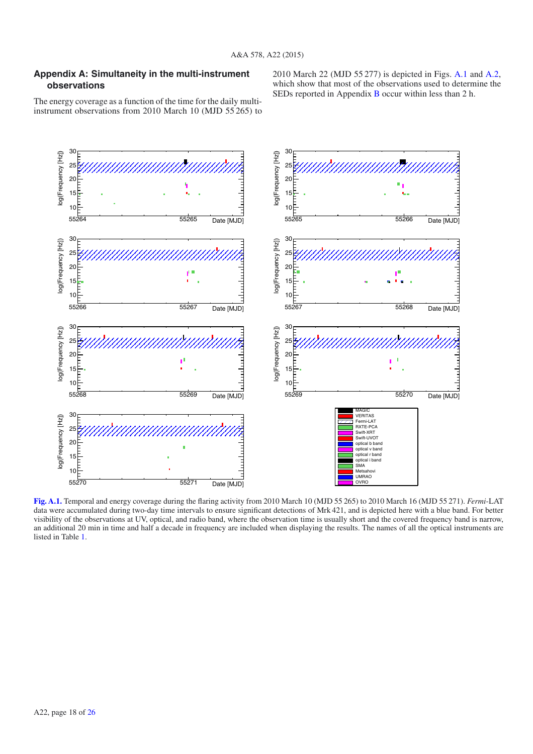## Appendix A: Simultaneity in the multi-instrument observations

The energy coverage as a function of the time for the daily multi-instrument observations from 2010 March 10 (MJD 55 265) to 2010 March 22 (MJD 55 277) is depicted in Figs. A.1 and A.2, which show that most of the observations used to determine the SEDs reported in Appendix B occur within less than 2 h.

**Fig. A.1.** Temporal and energy coverage during the flaring activity from 2010 March 10 (MJD 55 265) to 2010 March 16 (MJD 55 271). *Fermi*-LAT data were accumulated during two-day time intervals to ensure significant detections of Mrk 421, and is depicted here with a blue band. For better visibility of the observations at UV, optical, and radio band, where the observation time is usually short and the covered frequency band is narrow, an additional 20 min in time and half a decade in frequency are included when displaying the results. The names of all the optical instruments are listed in Table 1.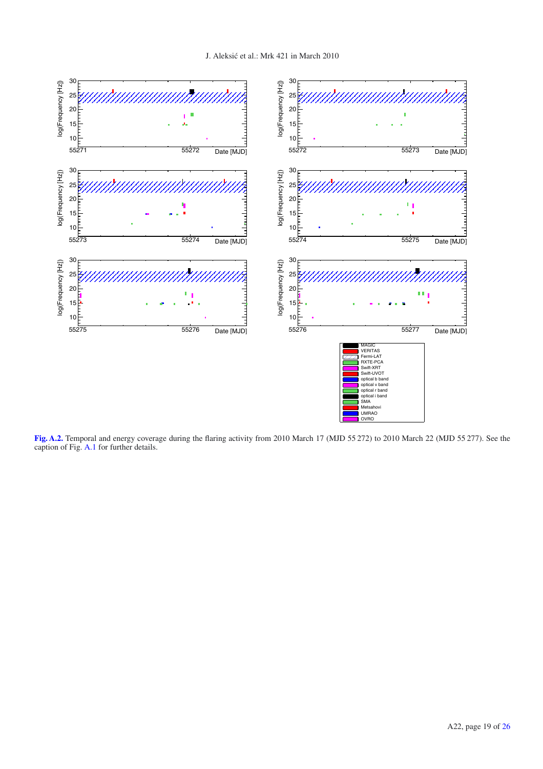**Fig. A.2.** Temporal and energy coverage during the flaring activity from 2010 March 17 (MJD 55 272) to 2010 March 22 (MJD 55 277). See the caption of Fig. A.1 for further details.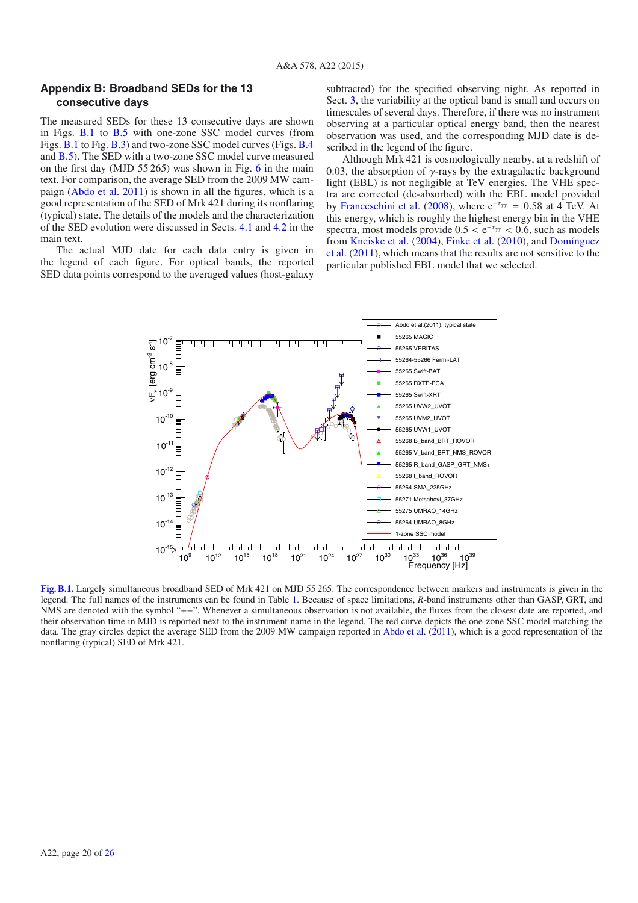## Appendix B: Broadband SEDs for the 13 consecutive days

The measured SEDs for these 13 consecutive days are shown in Figs. B.1 to B.5 with one-zone SSC model curves (from Figs. B.1 to Fig. B.3) and two-zone SSC model curves (Figs. B.4 and B.5). The SED with a two-zone SSC model curve measured on the first day (MJD 55 265) was shown in Fig. 6 in the main text. For comparison, the average SED from the 2009 MW campaign (Abdo et al. 2011) is shown in all the figures, which is a good representation of the SED of Mrk 421 during its nonflaring (typical) state. The details of the models and the characterization of the SED evolution were discussed in Sects. 4.1 and 4.2 in the main text.

The actual MJD date for each data entry is given in the legend of each figure. For optical bands, the reported SED data points correspond to the averaged values (host-galaxy subtracted) for the specified observing night. As reported in Sect. 3, the variability at the optical band is small and occurs on timescales of several days. Therefore, if there was no instrument observing at a particular optical energy band, then the nearest observation was used, and the corresponding MJD date is described in the legend of the figure.

Although Mrk 421 is cosmologically nearby, at a redshift of 0.03, the absorption of $\gamma$-rays by the extragalactic background light (EBL) is not negligible at TeV energies. The VHE spectra are corrected (de-absorbed) with the EBL model provided by Franceschini et al. (2008), where $e^{-\tau_{\gamma\gamma}} = 0.58$ at 4 TeV. At this energy, which is roughly the highest energy bin in the VHE spectra, most models provide $0.5 < e^{-\tau_{\gamma\gamma}} < 0.6$, such as models from Kneiske et al. (2004), Finke et al. (2010), and Domínguez et al. (2011), which means that the results are not sensitive to the particular published EBL model that we selected.

**Fig. B.1.** Largely simultaneous broadband SED of Mrk 421 on MJD 55 265. The correspondence between markers and instruments is given in the legend. The full names of the instruments can be found in Table 1. Because of space limitations, *R*-band instruments other than GASP, GRT, and NMS are denoted with the symbol "++". Whenever a simultaneous observation is not available, the fluxes from the closest date are reported, and their observation time in MJD is reported next to the instrument name in the legend. The red curve depicts the one-zone SSC model matching the data. The gray circles depict the average SED from the 2009 MW campaign reported in Abdo et al. (2011), which is a good representation of the nonflaring (typical) SED of Mrk 421.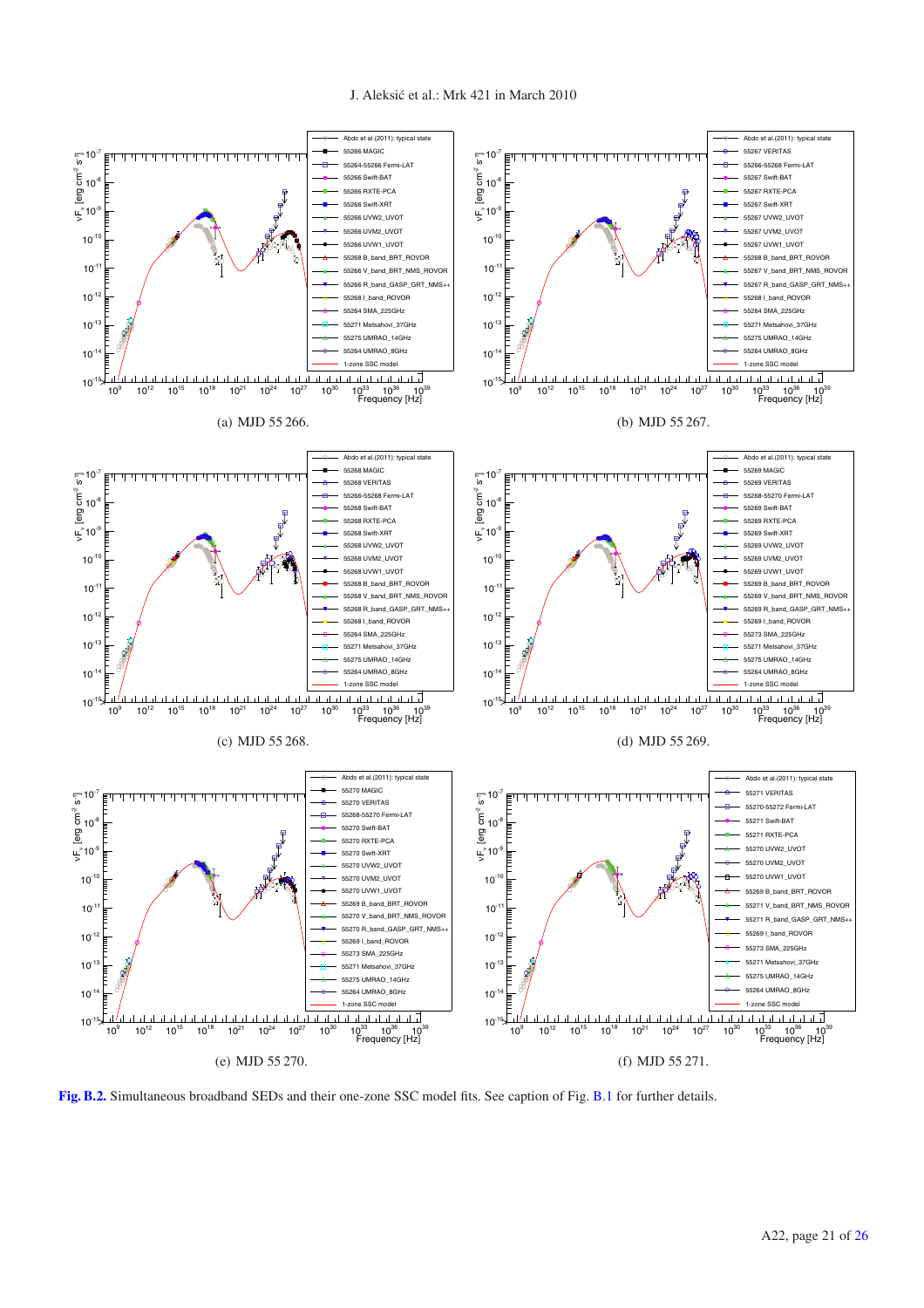(a) MJD 55 266.

(b) MJD 55 267.

(c) MJD 55 268.

(d) MJD 55 269.

(e) MJD 55 270.

(f) MJD 55 271.

**Fig. B.2.** Simultaneous broadband SEDs and their one-zone SSC model fits. See caption of Fig. B.1 for further details.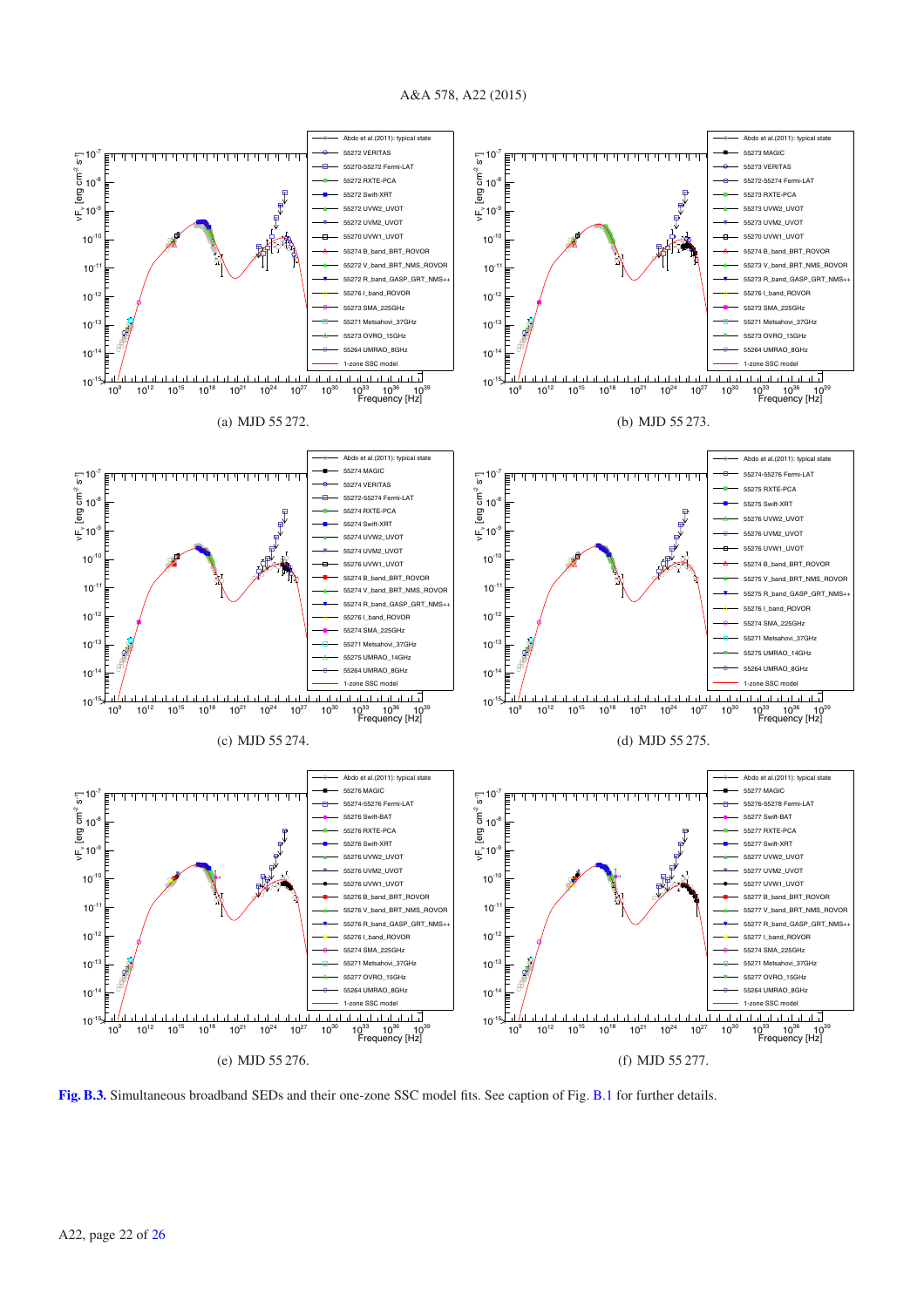(a) MJD 55 272.

(b) MJD 55 273.

(c) MJD 55 274.

(d) MJD 55 275.

(e) MJD 55 276.

(f) MJD 55 277.

**Fig. B.3.** Simultaneous broadband SEDs and their one-zone SSC model fits. See caption of Fig. B.1 for further details.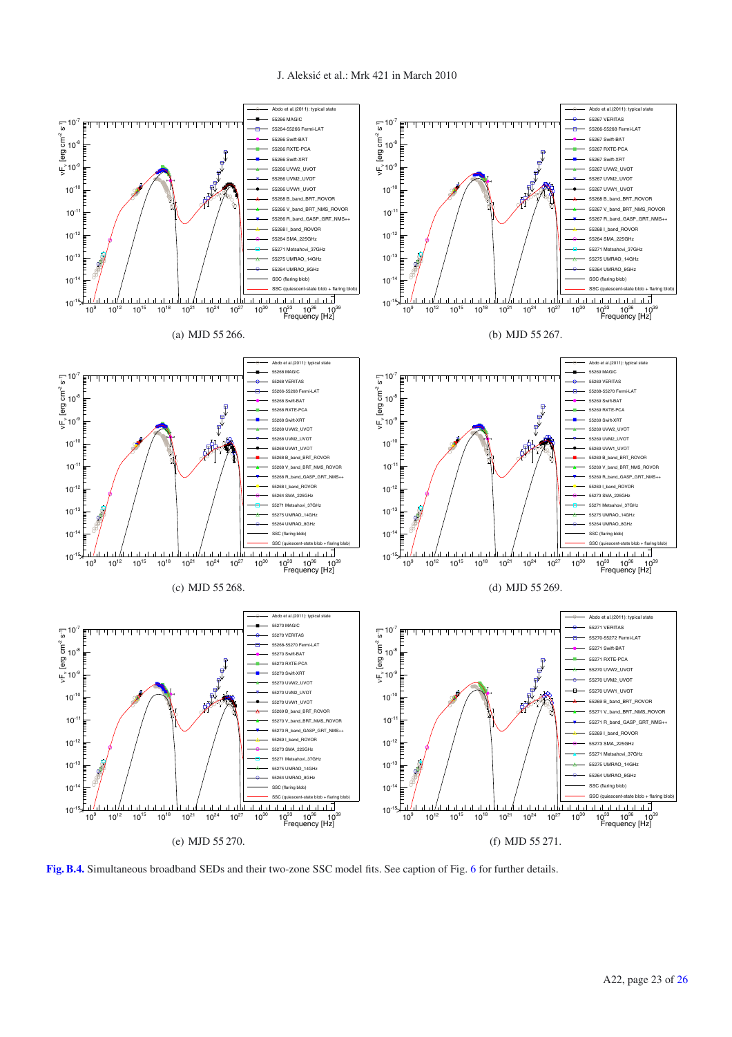(a) MJD 55 266.

(b) MJD 55 267.

(c) MJD 55 268.

(d) MJD 55 269.

(e) MJD 55 270.

(f) MJD 55 271.

**Fig. B.4.** Simultaneous broadband SEDs and their two-zone SSC model fits. See caption of Fig. 6 for further details.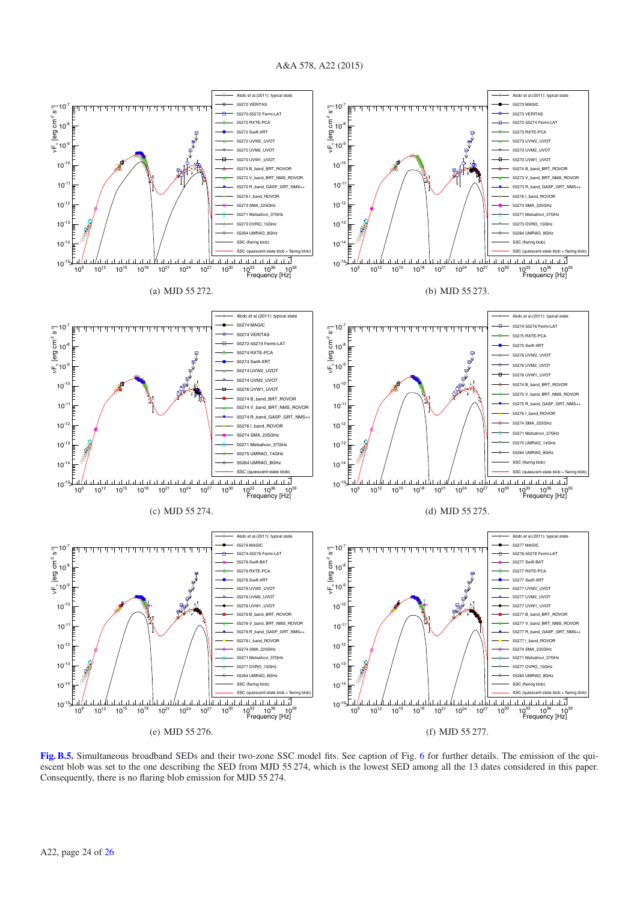(a) MJD 55 272.

(b) MJD 55 273.

(c) MJD 55 274.

(d) MJD 55 275.

(e) MJD 55 276.

(f) MJD 55 277.

**Fig. B.5.** Simultaneous broadband SEDs and their two-zone SSC model fits. See caption of Fig. 6 for further details. The emission of the quiescent blob was set to the one describing the SED from MJD 55 274, which is the lowest SED among all the 13 dates considered in this paper. Consequently, there is no flaring blob emission for MJD 55 274.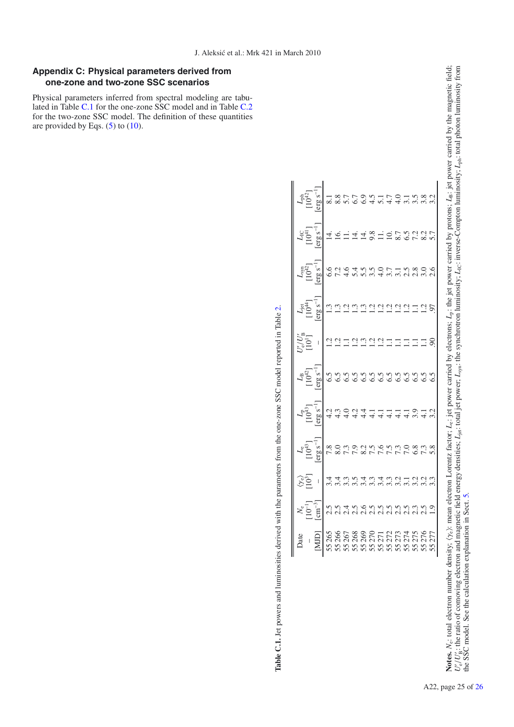## Appendix C: Physical parameters derived from one-zone and two-zone SSC scenarios

Physical parameters inferred from spectral modeling are tabulated in Table C.1 for the one-zone SSC model and in Table C.2 for the two-zone SSC model. The definition of these quantities are provided by Eqs. (5) to (10).

**Table C.1.** Jet powers and luminosities derived with the parameters from the one-zone SSC model reported in Table 2.

| Date | $N_e$ | $\langle\gamma_e\rangle$ | $L_e$ | $L_p$ | $L_B$ | $U'_e/U'_B$ | $L_{jet}$ | $L_{syn}$ | $L_{IC}$ | $L_{ph}$ |
|---|---|---|---|---|---|---|---|---|---|---|
| – | $[10^{-1}]$ | $[10^3]$ | $[10^{43}]$ | $[10^{43}]$ | $[10^{42}]$ | $[10^1]$ | $[10^{44}]$ | $[10^{42}]$ | $[10^{41}]$ | $[10^{42}]$ |
| [MJD] | $[cm^{-3}]$ | – | $[erg\ s^{-1}]$ | $[erg\ s^{-1}]$ | $[erg\ s^{-1}]$ | – | $[erg\ s^{-1}]$ | $[erg\ s^{-1}]$ | $[erg\ s^{-1}]$ | $[erg\ s^{-1}]$ |
| 55 265 | 2.5 | 3.4 | 7.8 | 4.2 | 6.5 | 1.2 | 1.3 | 6.6 | 14. | 8.1 |
| 55 266 | 2.5 | 3.4 | 8.0 | 4.3 | 6.5 | 1.2 | 1.3 | 7.2 | 16. | 8.8 |
| 55 267 | 2.4 | 3.3 | 7.3 | 4.0 | 6.5 | 1.1 | 1.2 | 4.6 | 11. | 5.7 |
| 55 268 | 2.5 | 3.5 | 7.9 | 4.2 | 6.5 | 1.2 | 1.3 | 5.4 | 14. | 6.7 |
| 55 269 | 2.6 | 3.4 | 8.2 | 4.4 | 6.5 | 1.3 | 1.3 | 5.5 | 14. | 6.9 |
| 55 270 | 2.5 | 3.3 | 7.5 | 4.1 | 6.5 | 1.2 | 1.2 | 3.5 | 9.8 | 4.5 |
| 55 271 | 2.5 | 3.4 | 7.6 | 4.1 | 6.5 | 1.2 | 1.2 | 4.0 | 11. | 5.1 |
| 55 272 | 2.5 | 3.3 | 7.5 | 4.1 | 6.5 | 1.1 | 1.2 | 3.7 | 10. | 4.7 |
| 55 273 | 2.5 | 3.2 | 7.3 | 4.1 | 6.5 | 1.1 | 1.2 | 3.1 | 8.7 | 4.0 |
| 55 274 | 2.5 | 3.1 | 7.0 | 4.1 | 6.5 | 1.1 | 1.2 | 2.5 | 6.5 | 3.1 |
| 55 275 | 2.3 | 3.2 | 6.8 | 3.9 | 6.5 | 1.1 | 1.1 | 2.8 | 7.2 | 3.5 |
| 55 276 | 2.5 | 3.2 | 7.3 | 4.1 | 6.5 | 1.1 | 1.2 | 3.0 | 8.2 | 3.8 |
| 55 277 | 1.9 | 3.3 | 5.8 | 3.2 | 6.5 | .90 | .97 | 2.6 | 5.7 | 3.2 |

**Notes.** $N_e$: total electron number density; $\langle\gamma_e\rangle$: mean electron Lorentz factor; $L_e$: jet power carried by electrons; $L_p$: the jet power carried by protons; $L_B$: jet power carried by the magnetic field; $U'_e/U'_B$: the ratio of comoving electron and magnetic field energy densities; $L_{jet}$: total jet power; $L_{syn}$: the synchrotron luminosity; $L_{IC}$: inverse-Compton luminosity; $L_{ph}$: total photon luminosity from the SSC model. See the calculation explanation in Sect. 5.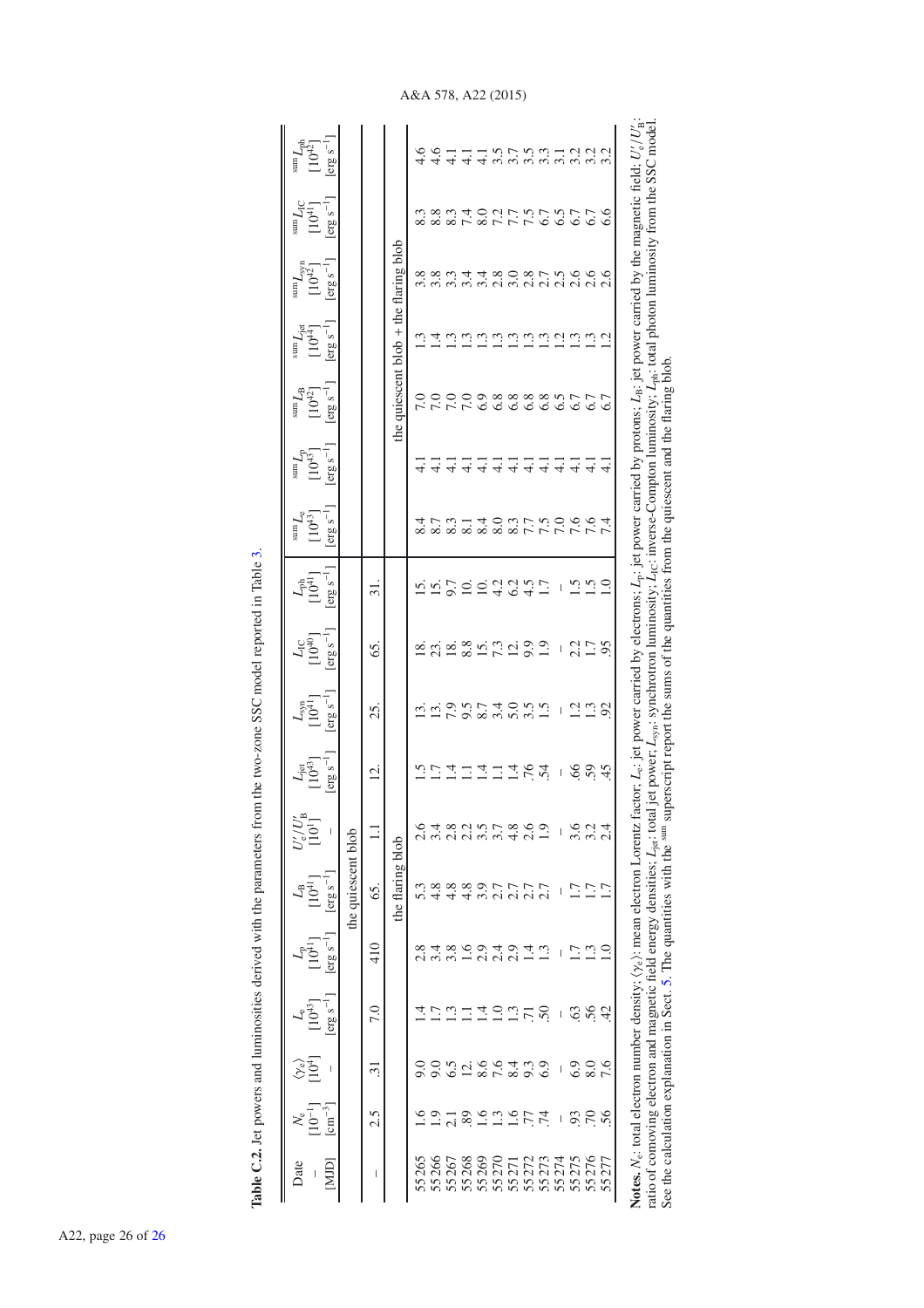**Table C.2.** Jet powers and luminosities derived with the parameters from the two-zone SSC model reported in Table 3.

| Date | $N_e$ | $\langle\gamma_e\rangle$ | $L_e$ | $L_p$ | $L_B$ | $U'_e/U'_B$ | $L_{jet}$ | $L_{syn}$ | $L_{IC}$ | $L_{ph}$ | ${}^{sum}L_e$ | ${}^{sum}L_p$ | ${}^{sum}L_B$ | ${}^{sum}L_{jet}$ | ${}^{sum}L_{syn}$ | ${}^{sum}L_{IC}$ | ${}^{sum}L_{ph}$ |
|---|---|---|---|---|---|---|---|---|---|---|---|---|---|---|---|---|---|
| – | $[10^{-1}]$ | $[10^4]$ | $[10^{43}]$ | $[10^{41}]$ | $[10^{41}]$ | $[10^1]$ | $[10^{43}]$ | $[10^{41}]$ | $[10^{40}]$ | $[10^{41}]$ | $[10^{43}]$ | $[10^{43}]$ | $[10^{42}]$ | $[10^{44}]$ | $[10^{42}]$ | $[10^{41}]$ | $[10^{42}]$ |
| [MJD] | $[\mathrm{cm}^{-3}]$ | – | $[\mathrm{erg\,s^{-1}}]$ | $[\mathrm{erg\,s^{-1}}]$ | $[\mathrm{erg\,s^{-1}}]$ | – | $[\mathrm{erg\,s^{-1}}]$ | $[\mathrm{erg\,s^{-1}}]$ | $[\mathrm{erg\,s^{-1}}]$ | $[\mathrm{erg\,s^{-1}}]$ | $[\mathrm{erg\,s^{-1}}]$ | $[\mathrm{erg\,s^{-1}}]$ | $[\mathrm{erg\,s^{-1}}]$ | $[\mathrm{erg\,s^{-1}}]$ | $[\mathrm{erg\,s^{-1}}]$ | $[\mathrm{erg\,s^{-1}}]$ | $[\mathrm{erg\,s^{-1}}]$ |
| | | | | | the quiescent blob | | | | | | | | | | | | |
| – | 2.5 | .31 | 7.0 | 410 | 65. | 1.1 | 12. | 25. | 65. | 31. | | | | | | | |
| | | | | | the flaring blob | | | | | | | | the quiescent blob + the flaring blob | | | | |
| 55265 | 1.6 | 9.0 | 1.4 | 2.8 | 5.3 | 2.6 | 1.5 | 13. | 18. | 15. | 8.4 | 4.1 | 7.0 | 1.3 | 3.8 | 8.3 | 4.6 |
| 55266 | 1.9 | 9.0 | 1.7 | 3.4 | 4.8 | 3.4 | 1.7 | 13. | 23. | 15. | 8.7 | 4.1 | 7.0 | 1.4 | 3.8 | 8.8 | 4.6 |
| 55267 | 2.1 | 6.5 | 1.3 | 3.8 | 4.8 | 2.8 | 1.4 | 7.9 | 18. | 9.7 | 8.3 | 4.1 | 7.0 | 1.3 | 3.3 | 8.3 | 4.1 |
| 55268 | .89 | 12. | 1.1 | 1.6 | 4.8 | 2.2 | 1.1 | 9.5 | 8.8 | 10. | 8.1 | 4.1 | 7.0 | 1.3 | 3.4 | 7.4 | 4.1 |
| 55269 | 1.6 | 8.6 | 1.4 | 2.9 | 3.9 | 3.5 | 1.4 | 8.7 | 15. | 10. | 8.4 | 4.1 | 6.9 | 1.3 | 3.4 | 8.0 | 4.1 |
| 55270 | 1.3 | 7.6 | 1.0 | 2.4 | 2.7 | 3.7 | 1.1 | 3.4 | 7.3 | 4.2 | 8.0 | 4.1 | 6.8 | 1.3 | 2.8 | 7.2 | 3.5 |
| 55271 | 1.6 | 8.4 | 1.3 | 2.9 | 2.7 | 4.8 | 1.4 | 5.0 | 12. | 6.2 | 8.3 | 4.1 | 6.8 | 1.3 | 3.0 | 7.7 | 3.7 |
| 55272 | .77 | 9.3 | .71 | 1.4 | 2.7 | 2.6 | .76 | 3.5 | 9.9 | 4.5 | 7.7 | 4.1 | 6.8 | 1.3 | 2.8 | 7.5 | 3.5 |
| 55273 | .74 | 6.9 | .50 | 1.3 | 2.7 | 1.9 | .54 | 1.5 | 1.9 | 1.7 | 7.5 | 4.1 | 6.8 | 1.3 | 2.7 | 6.7 | 3.3 |
| 55274 | – | – | – | – | – | – | – | – | – | – | 7.0 | 4.1 | 6.5 | 1.2 | 2.5 | 6.5 | 3.1 |
| 55275 | .93 | 6.9 | .63 | 1.7 | 1.7 | 3.6 | .66 | 1.2 | 2.2 | 1.5 | 7.6 | 4.1 | 6.7 | 1.3 | 2.6 | 6.7 | 3.2 |
| 55276 | .70 | 8.0 | .56 | 1.3 | 1.7 | 3.2 | .59 | 1.3 | 1.7 | 1.5 | 7.6 | 4.1 | 6.7 | 1.3 | 2.6 | 6.7 | 3.2 |
| 55277 | .56 | 7.6 | .42 | 1.0 | 1.7 | 2.4 | .45 | .92 | .95 | 1.0 | 7.4 | 4.1 | 6.7 | 1.2 | 2.6 | 6.6 | 3.2 |

**Notes.** $N_e$: total electron number density; $\langle\gamma_e\rangle$: mean electron Lorentz factor; $L_e$: jet power carried by electrons; $L_p$: jet power carried by protons; $L_B$: jet power carried by the magnetic field; $U'_e/U'_B$: ratio of comoving electron and magnetic field energy densities; $L_{jet}$: total jet power; $L_{syn}$: synchrotron luminosity; $L_{IC}$: inverse-Compton luminosity; $L_{ph}$: total photon luminosity from the SSC model. See the calculation explanation in Sect. 5. The quantities with the $^{sum}$ superscript report the sums of the quantities from the quiescent and the flaring blob.